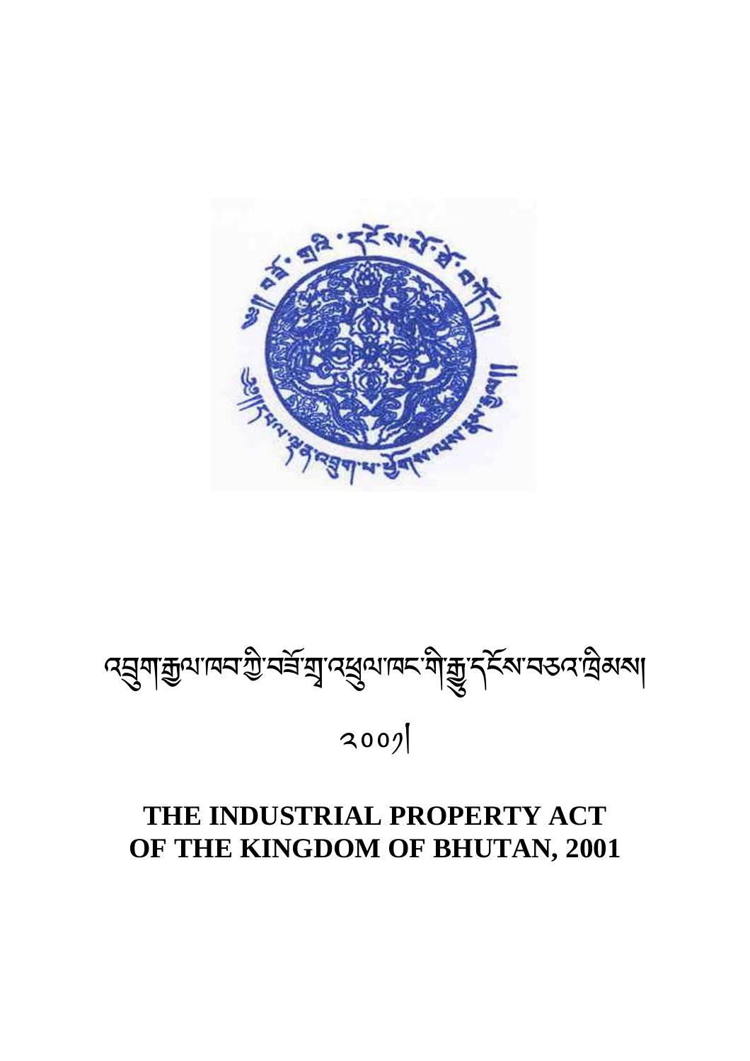འབྲུག་རྒྱལ་ཁབ་ཀྱི་བཟོ་གྲྭ་འཕྲུལ་ཁང་གི་རྒྱུ་དངོས་བཅའ་ཁྲིམས།

༢༠༠༡།

# THE INDUSTRIAL PROPERTY ACT OF THE KINGDOM OF BHUTAN, 2001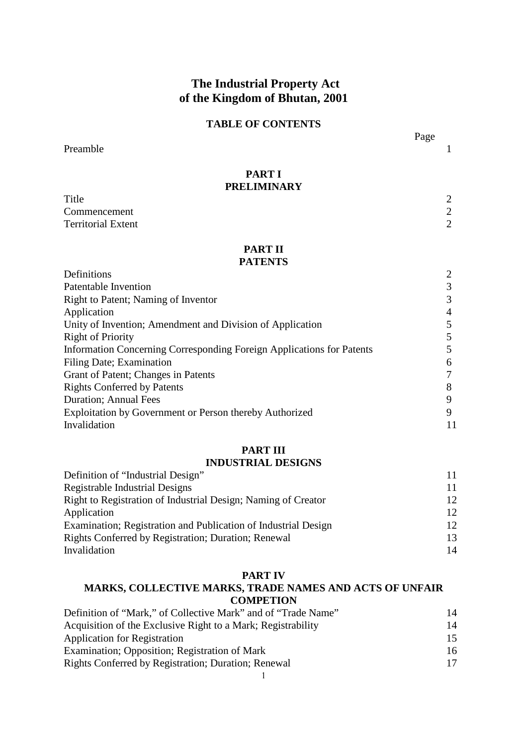# The Industrial Property Act of the Kingdom of Bhutan, 2001

## TABLE OF CONTENTS

| | Page |
|---|---|
| Preamble | 1 |

### PART I
### PRELIMINARY

| | |
|---|---|
| Title | 2 |
| Commencement | 2 |
| Territorial Extent | 2 |

### PART II
### PATENTS

| | |
|---|---|
| Definitions | 2 |
| Patentable Invention | 3 |
| Right to Patent; Naming of Inventor | 3 |
| Application | 4 |
| Unity of Invention; Amendment and Division of Application | 5 |
| Right of Priority | 5 |
| Information Concerning Corresponding Foreign Applications for Patents | 5 |
| Filing Date; Examination | 6 |
| Grant of Patent; Changes in Patents | 7 |
| Rights Conferred by Patents | 8 |
| Duration; Annual Fees | 9 |
| Exploitation by Government or Person thereby Authorized | 9 |
| Invalidation | 11 |

### PART III
### INDUSTRIAL DESIGNS

| | |
|---|---|
| Definition of "Industrial Design" | 11 |
| Registrable Industrial Designs | 11 |
| Right to Registration of Industrial Design; Naming of Creator | 12 |
| Application | 12 |
| Examination; Registration and Publication of Industrial Design | 12 |
| Rights Conferred by Registration; Duration; Renewal | 13 |
| Invalidation | 14 |

### PART IV
### MARKS, COLLECTIVE MARKS, TRADE NAMES AND ACTS OF UNFAIR COMPETION

| | |
|---|---|
| Definition of "Mark," of Collective Mark" and of "Trade Name" | 14 |
| Acquisition of the Exclusive Right to a Mark; Registrability | 14 |
| Application for Registration | 15 |
| Examination; Opposition; Registration of Mark | 16 |
| Rights Conferred by Registration; Duration; Renewal | 17 |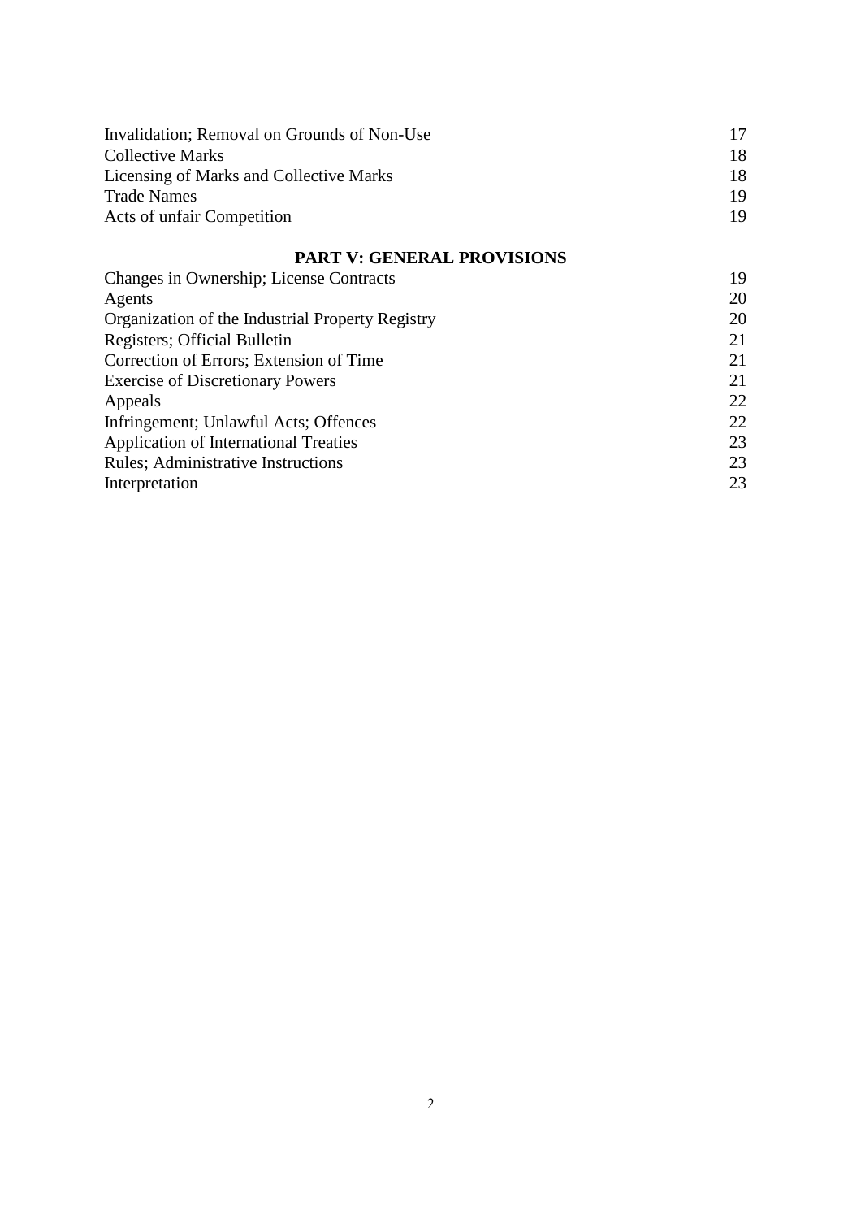| | |
|---|---|
| Invalidation; Removal on Grounds of Non-Use | 17 |
| Collective Marks | 18 |
| Licensing of Marks and Collective Marks | 18 |
| Trade Names | 19 |
| Acts of unfair Competition | 19 |

## PART V: GENERAL PROVISIONS

| | |
|---|---|
| Changes in Ownership; License Contracts | 19 |
| Agents | 20 |
| Organization of the Industrial Property Registry | 20 |
| Registers; Official Bulletin | 21 |
| Correction of Errors; Extension of Time | 21 |
| Exercise of Discretionary Powers | 21 |
| Appeals | 22 |
| Infringement; Unlawful Acts; Offences | 22 |
| Application of International Treaties | 23 |
| Rules; Administrative Instructions | 23 |
| Interpretation | 23 |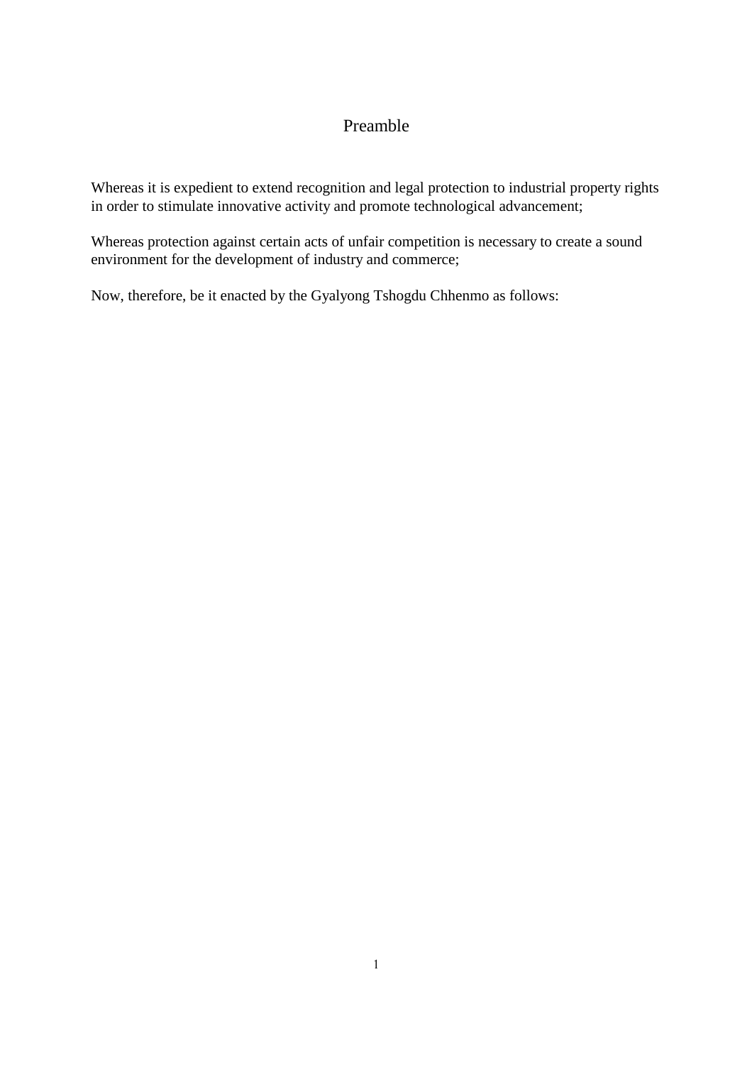# Preamble

Whereas it is expedient to extend recognition and legal protection to industrial property rights in order to stimulate innovative activity and promote technological advancement;

Whereas protection against certain acts of unfair competition is necessary to create a sound environment for the development of industry and commerce;

Now, therefore, be it enacted by the Gyalyong Tshogdu Chhenmo as follows: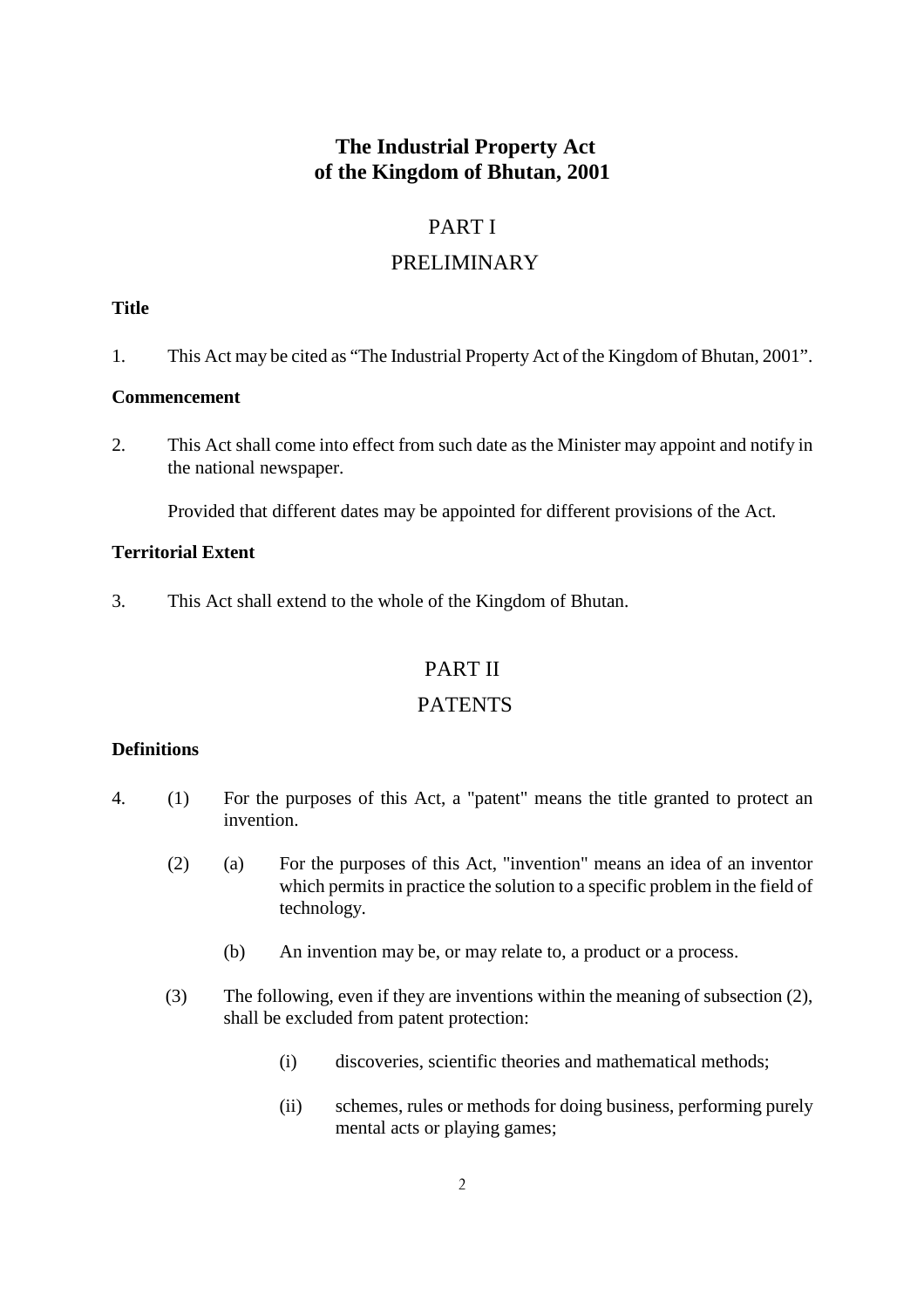# The Industrial Property Act of the Kingdom of Bhutan, 2001

## PART I

## PRELIMINARY

**Title**

1. This Act may be cited as "The Industrial Property Act of the Kingdom of Bhutan, 2001".

**Commencement**

2. This Act shall come into effect from such date as the Minister may appoint and notify in the national newspaper.

   Provided that different dates may be appointed for different provisions of the Act.

**Territorial Extent**

3. This Act shall extend to the whole of the Kingdom of Bhutan.

## PART II

## PATENTS

**Definitions**

4. (1) For the purposes of this Act, a "patent" means the title granted to protect an invention.

   (2) (a) For the purposes of this Act, "invention" means an idea of an inventor which permits in practice the solution to a specific problem in the field of technology.

   (b) An invention may be, or may relate to, a product or a process.

   (3) The following, even if they are inventions within the meaning of subsection (2), shall be excluded from patent protection:

   (i) discoveries, scientific theories and mathematical methods;

   (ii) schemes, rules or methods for doing business, performing purely mental acts or playing games;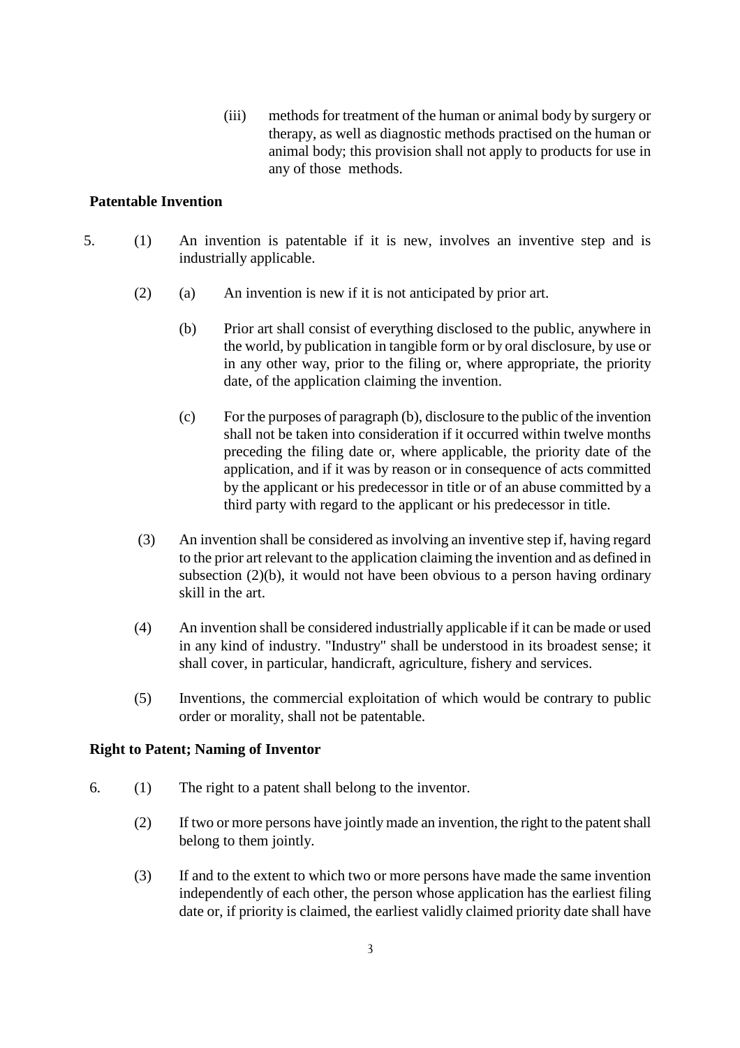(iii) methods for treatment of the human or animal body by surgery or therapy, as well as diagnostic methods practised on the human or animal body; this provision shall not apply to products for use in any of those methods.

**Patentable Invention**

5. (1) An invention is patentable if it is new, involves an inventive step and is industrially applicable.

(2) (a) An invention is new if it is not anticipated by prior art.

(b) Prior art shall consist of everything disclosed to the public, anywhere in the world, by publication in tangible form or by oral disclosure, by use or in any other way, prior to the filing or, where appropriate, the priority date, of the application claiming the invention.

(c) For the purposes of paragraph (b), disclosure to the public of the invention shall not be taken into consideration if it occurred within twelve months preceding the filing date or, where applicable, the priority date of the application, and if it was by reason or in consequence of acts committed by the applicant or his predecessor in title or of an abuse committed by a third party with regard to the applicant or his predecessor in title.

(3) An invention shall be considered as involving an inventive step if, having regard to the prior art relevant to the application claiming the invention and as defined in subsection (2)(b), it would not have been obvious to a person having ordinary skill in the art.

(4) An invention shall be considered industrially applicable if it can be made or used in any kind of industry. "Industry" shall be understood in its broadest sense; it shall cover, in particular, handicraft, agriculture, fishery and services.

(5) Inventions, the commercial exploitation of which would be contrary to public order or morality, shall not be patentable.

**Right to Patent; Naming of Inventor**

6. (1) The right to a patent shall belong to the inventor.

(2) If two or more persons have jointly made an invention, the right to the patent shall belong to them jointly.

(3) If and to the extent to which two or more persons have made the same invention independently of each other, the person whose application has the earliest filing date or, if priority is claimed, the earliest validly claimed priority date shall have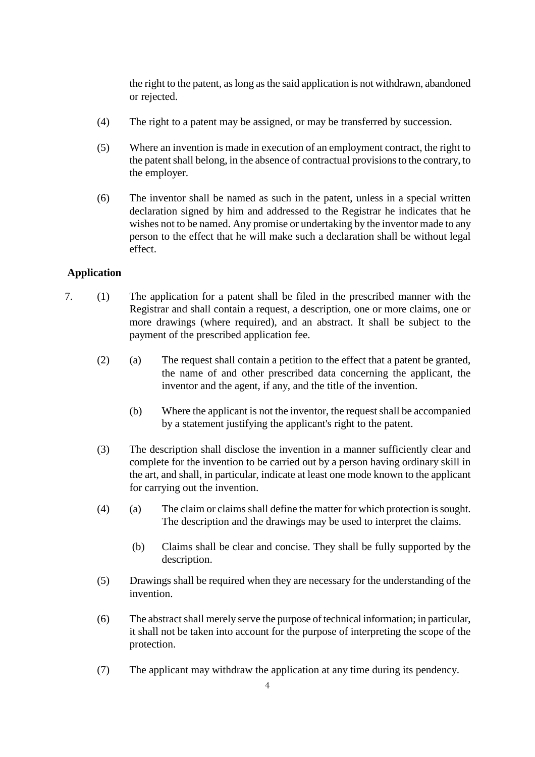the right to the patent, as long as the said application is not withdrawn, abandoned or rejected.

(4) The right to a patent may be assigned, or may be transferred by succession.

(5) Where an invention is made in execution of an employment contract, the right to the patent shall belong, in the absence of contractual provisions to the contrary, to the employer.

(6) The inventor shall be named as such in the patent, unless in a special written declaration signed by him and addressed to the Registrar he indicates that he wishes not to be named. Any promise or undertaking by the inventor made to any person to the effect that he will make such a declaration shall be without legal effect.

**Application**

7. (1) The application for a patent shall be filed in the prescribed manner with the Registrar and shall contain a request, a description, one or more claims, one or more drawings (where required), and an abstract. It shall be subject to the payment of the prescribed application fee.

(2) (a) The request shall contain a petition to the effect that a patent be granted, the name of and other prescribed data concerning the applicant, the inventor and the agent, if any, and the title of the invention.

(b) Where the applicant is not the inventor, the request shall be accompanied by a statement justifying the applicant's right to the patent.

(3) The description shall disclose the invention in a manner sufficiently clear and complete for the invention to be carried out by a person having ordinary skill in the art, and shall, in particular, indicate at least one mode known to the applicant for carrying out the invention.

(4) (a) The claim or claims shall define the matter for which protection is sought. The description and the drawings may be used to interpret the claims.

(b) Claims shall be clear and concise. They shall be fully supported by the description.

(5) Drawings shall be required when they are necessary for the understanding of the invention.

(6) The abstract shall merely serve the purpose of technical information; in particular, it shall not be taken into account for the purpose of interpreting the scope of the protection.

(7) The applicant may withdraw the application at any time during its pendency.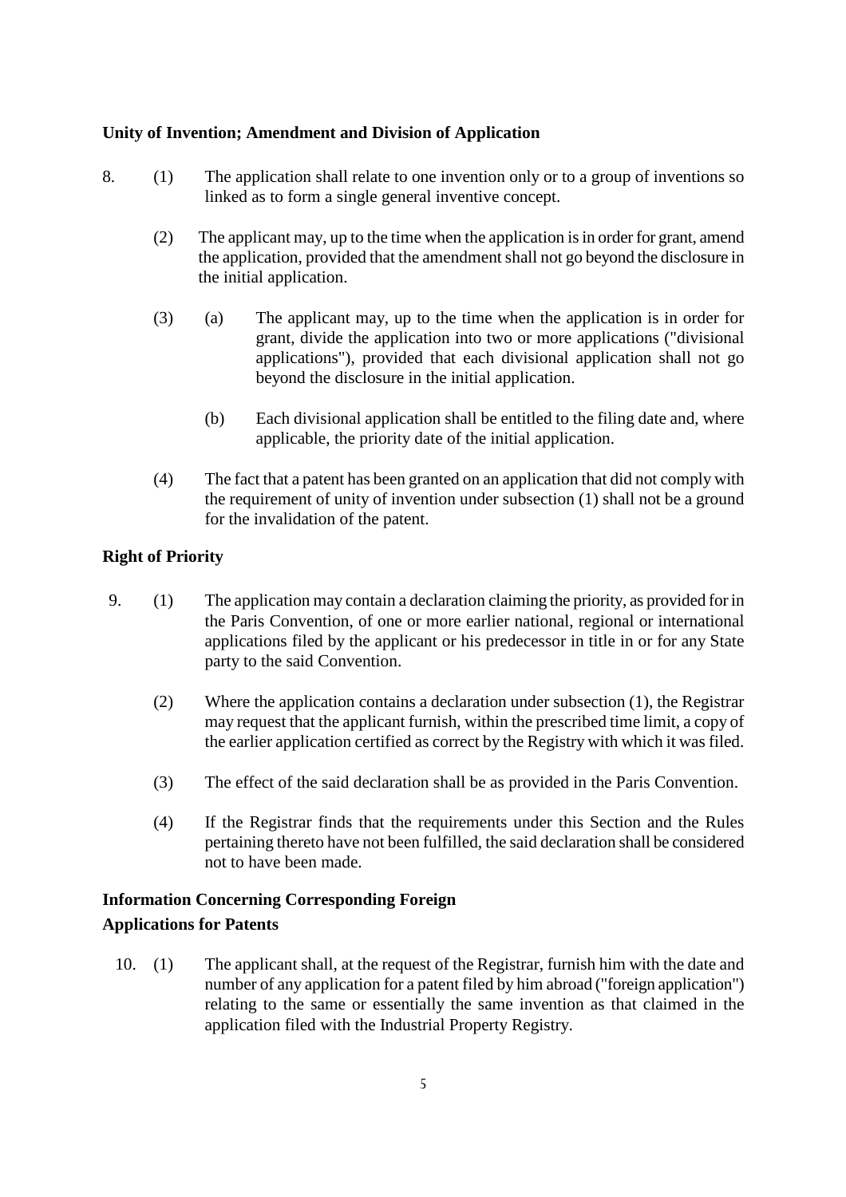**Unity of Invention; Amendment and Division of Application**

8. (1) The application shall relate to one invention only or to a group of inventions so linked as to form a single general inventive concept.

(2) The applicant may, up to the time when the application is in order for grant, amend the application, provided that the amendment shall not go beyond the disclosure in the initial application.

(3) (a) The applicant may, up to the time when the application is in order for grant, divide the application into two or more applications ("divisional applications"), provided that each divisional application shall not go beyond the disclosure in the initial application.

(b) Each divisional application shall be entitled to the filing date and, where applicable, the priority date of the initial application.

(4) The fact that a patent has been granted on an application that did not comply with the requirement of unity of invention under subsection (1) shall not be a ground for the invalidation of the patent.

**Right of Priority**

9. (1) The application may contain a declaration claiming the priority, as provided for in the Paris Convention, of one or more earlier national, regional or international applications filed by the applicant or his predecessor in title in or for any State party to the said Convention.

(2) Where the application contains a declaration under subsection (1), the Registrar may request that the applicant furnish, within the prescribed time limit, a copy of the earlier application certified as correct by the Registry with which it was filed.

(3) The effect of the said declaration shall be as provided in the Paris Convention.

(4) If the Registrar finds that the requirements under this Section and the Rules pertaining thereto have not been fulfilled, the said declaration shall be considered not to have been made.

**Information Concerning Corresponding Foreign Applications for Patents**

10. (1) The applicant shall, at the request of the Registrar, furnish him with the date and number of any application for a patent filed by him abroad ("foreign application") relating to the same or essentially the same invention as that claimed in the application filed with the Industrial Property Registry.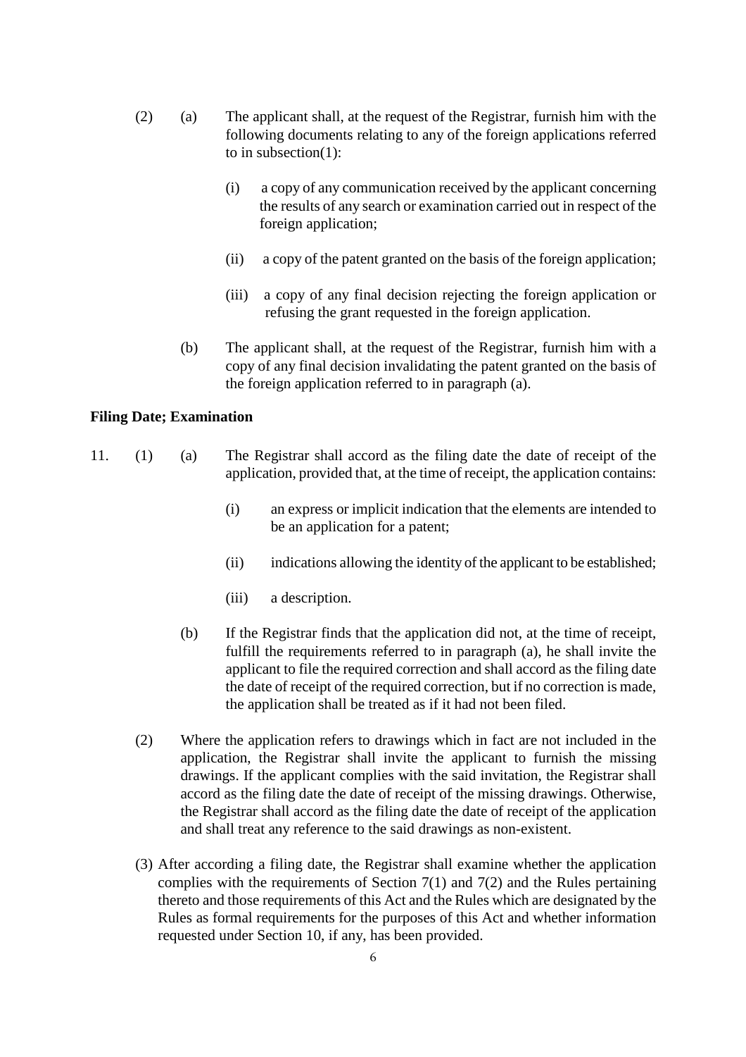(2) (a) The applicant shall, at the request of the Registrar, furnish him with the following documents relating to any of the foreign applications referred to in subsection(1):

(i) a copy of any communication received by the applicant concerning the results of any search or examination carried out in respect of the foreign application;

(ii) a copy of the patent granted on the basis of the foreign application;

(iii) a copy of any final decision rejecting the foreign application or refusing the grant requested in the foreign application.

(b) The applicant shall, at the request of the Registrar, furnish him with a copy of any final decision invalidating the patent granted on the basis of the foreign application referred to in paragraph (a).

**Filing Date; Examination**

11. (1) (a) The Registrar shall accord as the filing date the date of receipt of the application, provided that, at the time of receipt, the application contains:

(i) an express or implicit indication that the elements are intended to be an application for a patent;

(ii) indications allowing the identity of the applicant to be established;

(iii) a description.

(b) If the Registrar finds that the application did not, at the time of receipt, fulfill the requirements referred to in paragraph (a), he shall invite the applicant to file the required correction and shall accord as the filing date the date of receipt of the required correction, but if no correction is made, the application shall be treated as if it had not been filed.

(2) Where the application refers to drawings which in fact are not included in the application, the Registrar shall invite the applicant to furnish the missing drawings. If the applicant complies with the said invitation, the Registrar shall accord as the filing date the date of receipt of the missing drawings. Otherwise, the Registrar shall accord as the filing date the date of receipt of the application and shall treat any reference to the said drawings as non-existent.

(3) After according a filing date, the Registrar shall examine whether the application complies with the requirements of Section 7(1) and 7(2) and the Rules pertaining thereto and those requirements of this Act and the Rules which are designated by the Rules as formal requirements for the purposes of this Act and whether information requested under Section 10, if any, has been provided.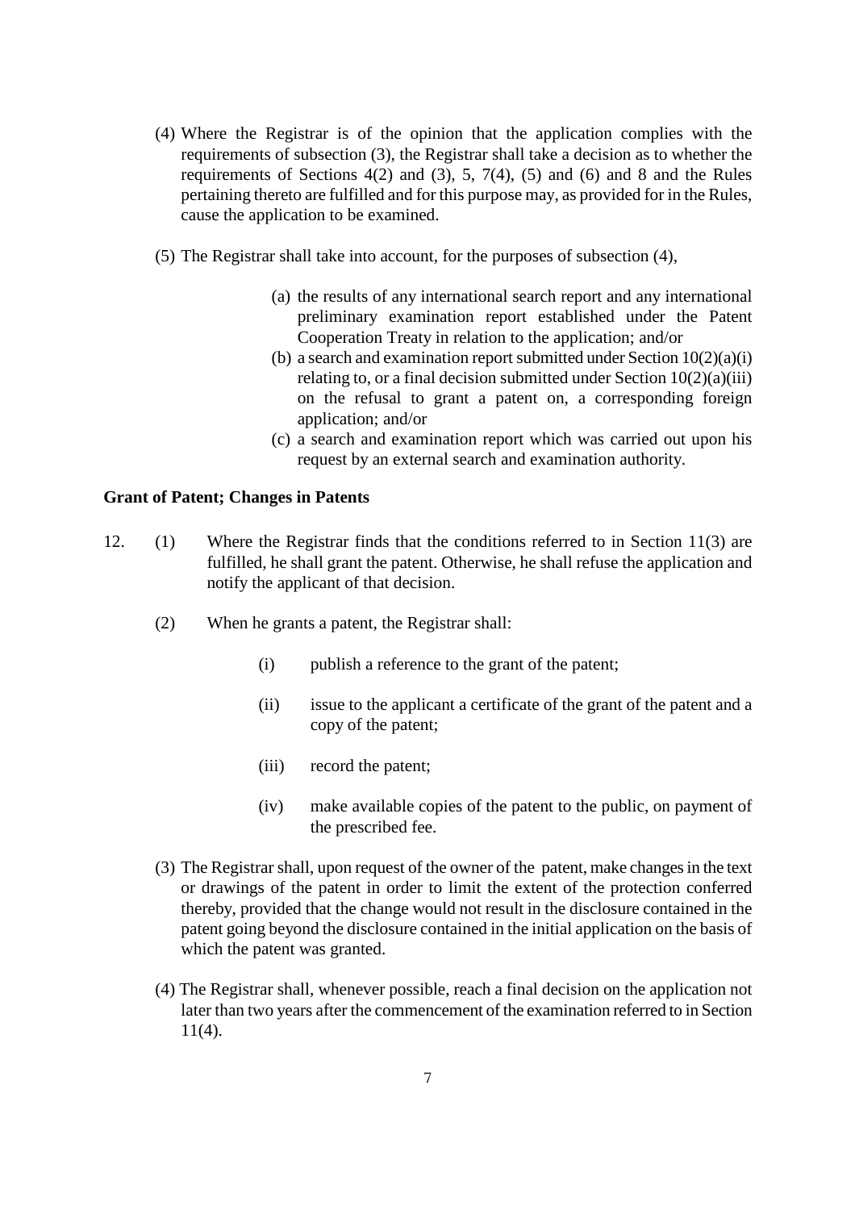(4) Where the Registrar is of the opinion that the application complies with the requirements of subsection (3), the Registrar shall take a decision as to whether the requirements of Sections 4(2) and (3), 5, 7(4), (5) and (6) and 8 and the Rules pertaining thereto are fulfilled and for this purpose may, as provided for in the Rules, cause the application to be examined.

(5) The Registrar shall take into account, for the purposes of subsection (4),

(a) the results of any international search report and any international preliminary examination report established under the Patent Cooperation Treaty in relation to the application; and/or

(b) a search and examination report submitted under Section 10(2)(a)(i) relating to, or a final decision submitted under Section 10(2)(a)(iii) on the refusal to grant a patent on, a corresponding foreign application; and/or

(c) a search and examination report which was carried out upon his request by an external search and examination authority.

**Grant of Patent; Changes in Patents**

12. (1) Where the Registrar finds that the conditions referred to in Section 11(3) are fulfilled, he shall grant the patent. Otherwise, he shall refuse the application and notify the applicant of that decision.

(2) When he grants a patent, the Registrar shall:

(i) publish a reference to the grant of the patent;

(ii) issue to the applicant a certificate of the grant of the patent and a copy of the patent;

(iii) record the patent;

(iv) make available copies of the patent to the public, on payment of the prescribed fee.

(3) The Registrar shall, upon request of the owner of the patent, make changes in the text or drawings of the patent in order to limit the extent of the protection conferred thereby, provided that the change would not result in the disclosure contained in the patent going beyond the disclosure contained in the initial application on the basis of which the patent was granted.

(4) The Registrar shall, whenever possible, reach a final decision on the application not later than two years after the commencement of the examination referred to in Section 11(4).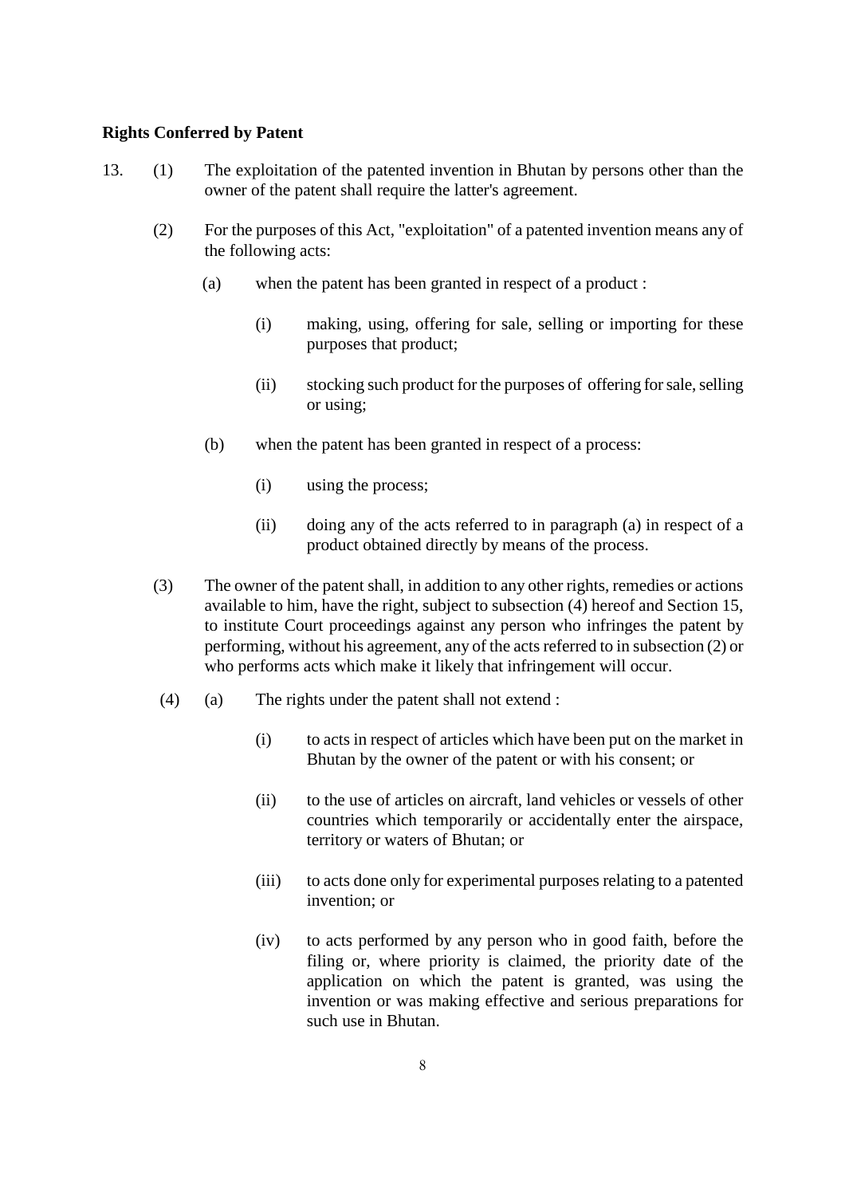**Rights Conferred by Patent**

13. (1) The exploitation of the patented invention in Bhutan by persons other than the owner of the patent shall require the latter's agreement.

(2) For the purposes of this Act, "exploitation" of a patented invention means any of the following acts:

(a) when the patent has been granted in respect of a product :

(i) making, using, offering for sale, selling or importing for these purposes that product;

(ii) stocking such product for the purposes of offering for sale, selling or using;

(b) when the patent has been granted in respect of a process:

(i) using the process;

(ii) doing any of the acts referred to in paragraph (a) in respect of a product obtained directly by means of the process.

(3) The owner of the patent shall, in addition to any other rights, remedies or actions available to him, have the right, subject to subsection (4) hereof and Section 15, to institute Court proceedings against any person who infringes the patent by performing, without his agreement, any of the acts referred to in subsection (2) or who performs acts which make it likely that infringement will occur.

(4) (a) The rights under the patent shall not extend :

(i) to acts in respect of articles which have been put on the market in Bhutan by the owner of the patent or with his consent; or

(ii) to the use of articles on aircraft, land vehicles or vessels of other countries which temporarily or accidentally enter the airspace, territory or waters of Bhutan; or

(iii) to acts done only for experimental purposes relating to a patented invention; or

(iv) to acts performed by any person who in good faith, before the filing or, where priority is claimed, the priority date of the application on which the patent is granted, was using the invention or was making effective and serious preparations for such use in Bhutan.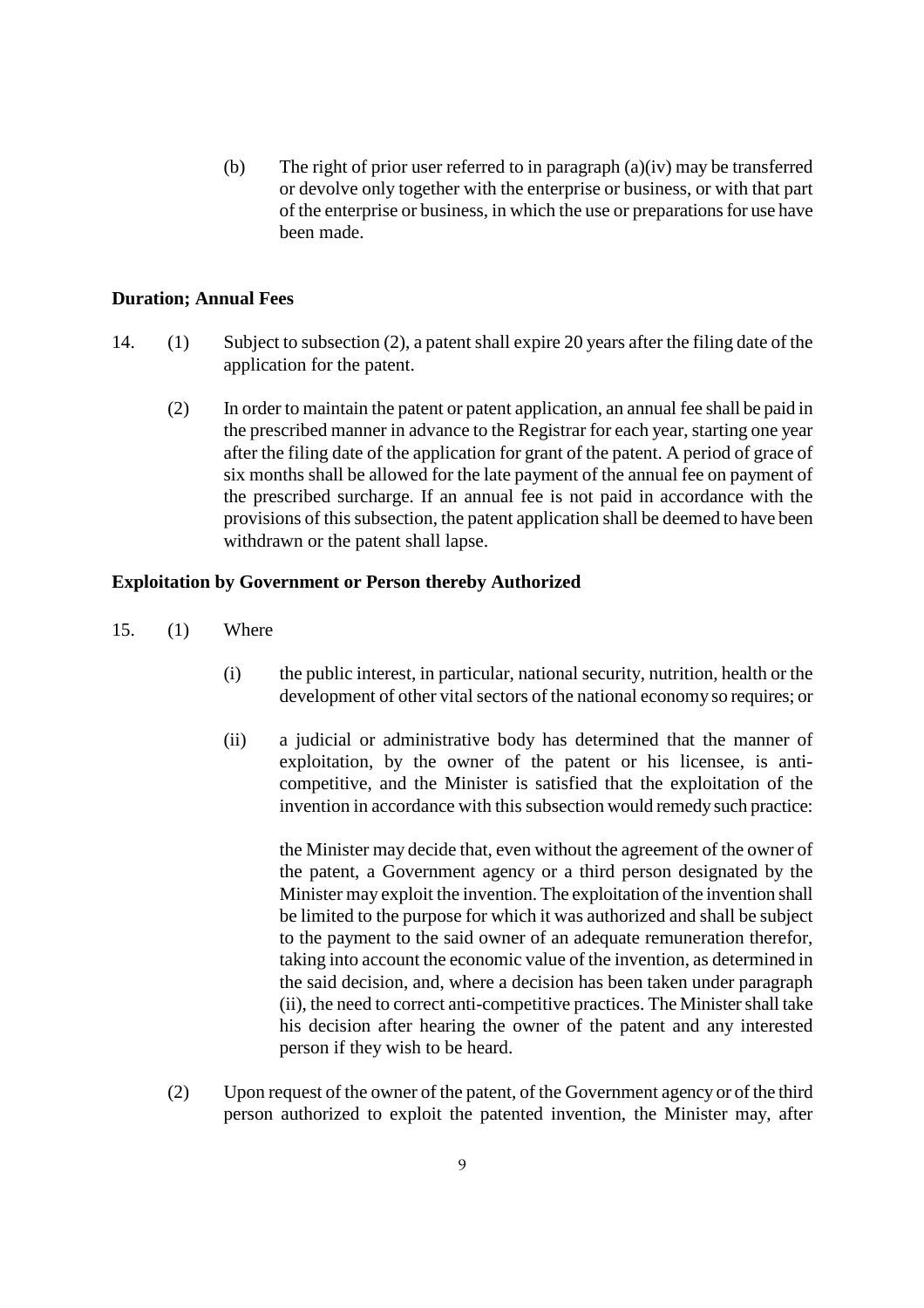(b) The right of prior user referred to in paragraph (a)(iv) may be transferred or devolve only together with the enterprise or business, or with that part of the enterprise or business, in which the use or preparations for use have been made.

**Duration; Annual Fees**

14. (1) Subject to subsection (2), a patent shall expire 20 years after the filing date of the application for the patent.

(2) In order to maintain the patent or patent application, an annual fee shall be paid in the prescribed manner in advance to the Registrar for each year, starting one year after the filing date of the application for grant of the patent. A period of grace of six months shall be allowed for the late payment of the annual fee on payment of the prescribed surcharge. If an annual fee is not paid in accordance with the provisions of this subsection, the patent application shall be deemed to have been withdrawn or the patent shall lapse.

**Exploitation by Government or Person thereby Authorized**

15. (1) Where

(i) the public interest, in particular, national security, nutrition, health or the development of other vital sectors of the national economy so requires; or

(ii) a judicial or administrative body has determined that the manner of exploitation, by the owner of the patent or his licensee, is anti-competitive, and the Minister is satisfied that the exploitation of the invention in accordance with this subsection would remedy such practice:

the Minister may decide that, even without the agreement of the owner of the patent, a Government agency or a third person designated by the Minister may exploit the invention. The exploitation of the invention shall be limited to the purpose for which it was authorized and shall be subject to the payment to the said owner of an adequate remuneration therefor, taking into account the economic value of the invention, as determined in the said decision, and, where a decision has been taken under paragraph (ii), the need to correct anti-competitive practices. The Minister shall take his decision after hearing the owner of the patent and any interested person if they wish to be heard.

(2) Upon request of the owner of the patent, of the Government agency or of the third person authorized to exploit the patented invention, the Minister may, after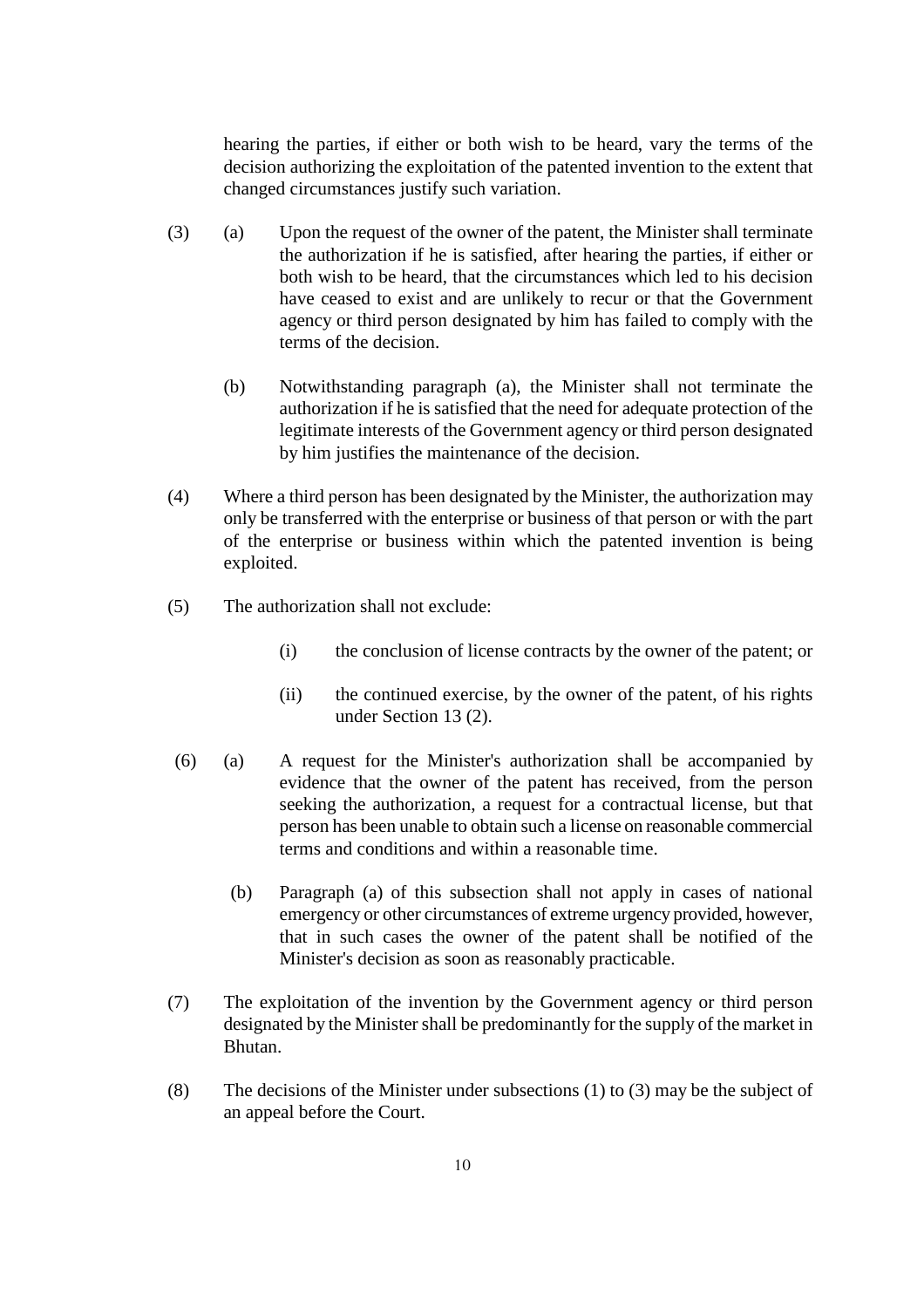hearing the parties, if either or both wish to be heard, vary the terms of the decision authorizing the exploitation of the patented invention to the extent that changed circumstances justify such variation.

(3) (a) Upon the request of the owner of the patent, the Minister shall terminate the authorization if he is satisfied, after hearing the parties, if either or both wish to be heard, that the circumstances which led to his decision have ceased to exist and are unlikely to recur or that the Government agency or third person designated by him has failed to comply with the terms of the decision.

(b) Notwithstanding paragraph (a), the Minister shall not terminate the authorization if he is satisfied that the need for adequate protection of the legitimate interests of the Government agency or third person designated by him justifies the maintenance of the decision.

(4) Where a third person has been designated by the Minister, the authorization may only be transferred with the enterprise or business of that person or with the part of the enterprise or business within which the patented invention is being exploited.

(5) The authorization shall not exclude:

(i) the conclusion of license contracts by the owner of the patent; or

(ii) the continued exercise, by the owner of the patent, of his rights under Section 13 (2).

(6) (a) A request for the Minister's authorization shall be accompanied by evidence that the owner of the patent has received, from the person seeking the authorization, a request for a contractual license, but that person has been unable to obtain such a license on reasonable commercial terms and conditions and within a reasonable time.

(b) Paragraph (a) of this subsection shall not apply in cases of national emergency or other circumstances of extreme urgency provided, however, that in such cases the owner of the patent shall be notified of the Minister's decision as soon as reasonably practicable.

(7) The exploitation of the invention by the Government agency or third person designated by the Minister shall be predominantly for the supply of the market in Bhutan.

(8) The decisions of the Minister under subsections (1) to (3) may be the subject of an appeal before the Court.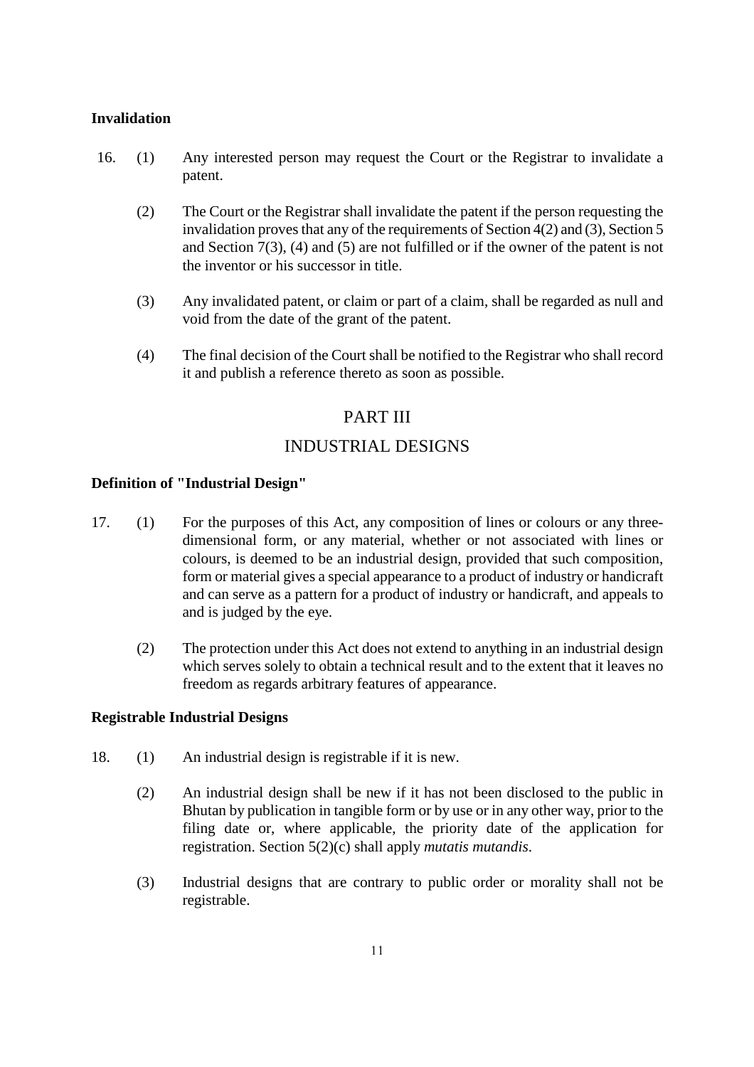**Invalidation**

16. (1) Any interested person may request the Court or the Registrar to invalidate a patent.

    (2) The Court or the Registrar shall invalidate the patent if the person requesting the invalidation proves that any of the requirements of Section 4(2) and (3), Section 5 and Section 7(3), (4) and (5) are not fulfilled or if the owner of the patent is not the inventor or his successor in title.

    (3) Any invalidated patent, or claim or part of a claim, shall be regarded as null and void from the date of the grant of the patent.

    (4) The final decision of the Court shall be notified to the Registrar who shall record it and publish a reference thereto as soon as possible.

## PART III

## INDUSTRIAL DESIGNS

**Definition of "Industrial Design"**

17. (1) For the purposes of this Act, any composition of lines or colours or any three-dimensional form, or any material, whether or not associated with lines or colours, is deemed to be an industrial design, provided that such composition, form or material gives a special appearance to a product of industry or handicraft and can serve as a pattern for a product of industry or handicraft, and appeals to and is judged by the eye.

    (2) The protection under this Act does not extend to anything in an industrial design which serves solely to obtain a technical result and to the extent that it leaves no freedom as regards arbitrary features of appearance.

**Registrable Industrial Designs**

18. (1) An industrial design is registrable if it is new.

    (2) An industrial design shall be new if it has not been disclosed to the public in Bhutan by publication in tangible form or by use or in any other way, prior to the filing date or, where applicable, the priority date of the application for registration. Section 5(2)(c) shall apply *mutatis mutandis*.

    (3) Industrial designs that are contrary to public order or morality shall not be registrable.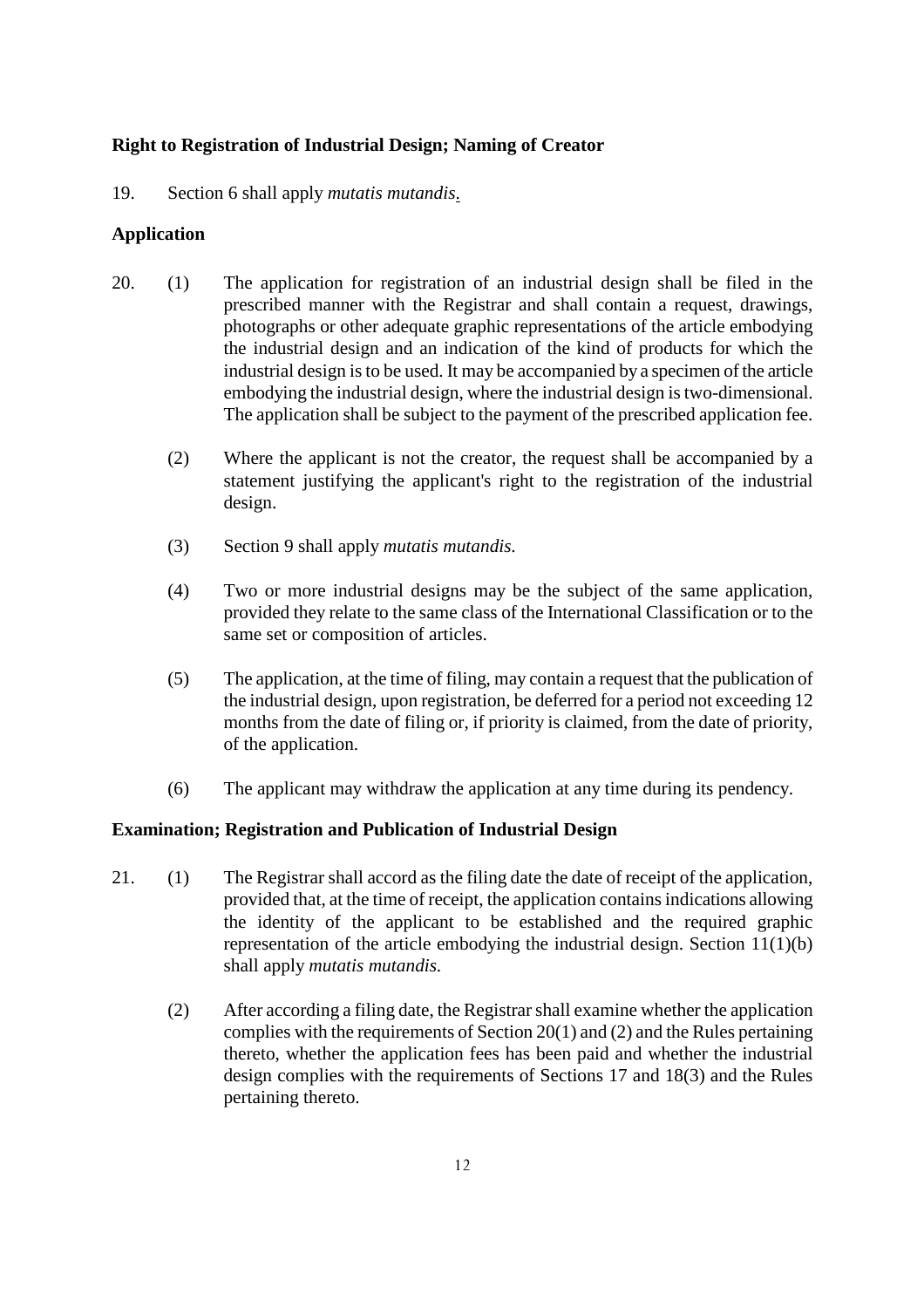**Right to Registration of Industrial Design; Naming of Creator**

19. Section 6 shall apply *mutatis mutandis*.

**Application**

20. (1) The application for registration of an industrial design shall be filed in the prescribed manner with the Registrar and shall contain a request, drawings, photographs or other adequate graphic representations of the article embodying the industrial design and an indication of the kind of products for which the industrial design is to be used. It may be accompanied by a specimen of the article embodying the industrial design, where the industrial design is two-dimensional. The application shall be subject to the payment of the prescribed application fee.

(2) Where the applicant is not the creator, the request shall be accompanied by a statement justifying the applicant's right to the registration of the industrial design.

(3) Section 9 shall apply *mutatis mutandis*.

(4) Two or more industrial designs may be the subject of the same application, provided they relate to the same class of the International Classification or to the same set or composition of articles.

(5) The application, at the time of filing, may contain a request that the publication of the industrial design, upon registration, be deferred for a period not exceeding 12 months from the date of filing or, if priority is claimed, from the date of priority, of the application.

(6) The applicant may withdraw the application at any time during its pendency.

**Examination; Registration and Publication of Industrial Design**

21. (1) The Registrar shall accord as the filing date the date of receipt of the application, provided that, at the time of receipt, the application contains indications allowing the identity of the applicant to be established and the required graphic representation of the article embodying the industrial design. Section 11(1)(b) shall apply *mutatis mutandis*.

(2) After according a filing date, the Registrar shall examine whether the application complies with the requirements of Section 20(1) and (2) and the Rules pertaining thereto, whether the application fees has been paid and whether the industrial design complies with the requirements of Sections 17 and 18(3) and the Rules pertaining thereto.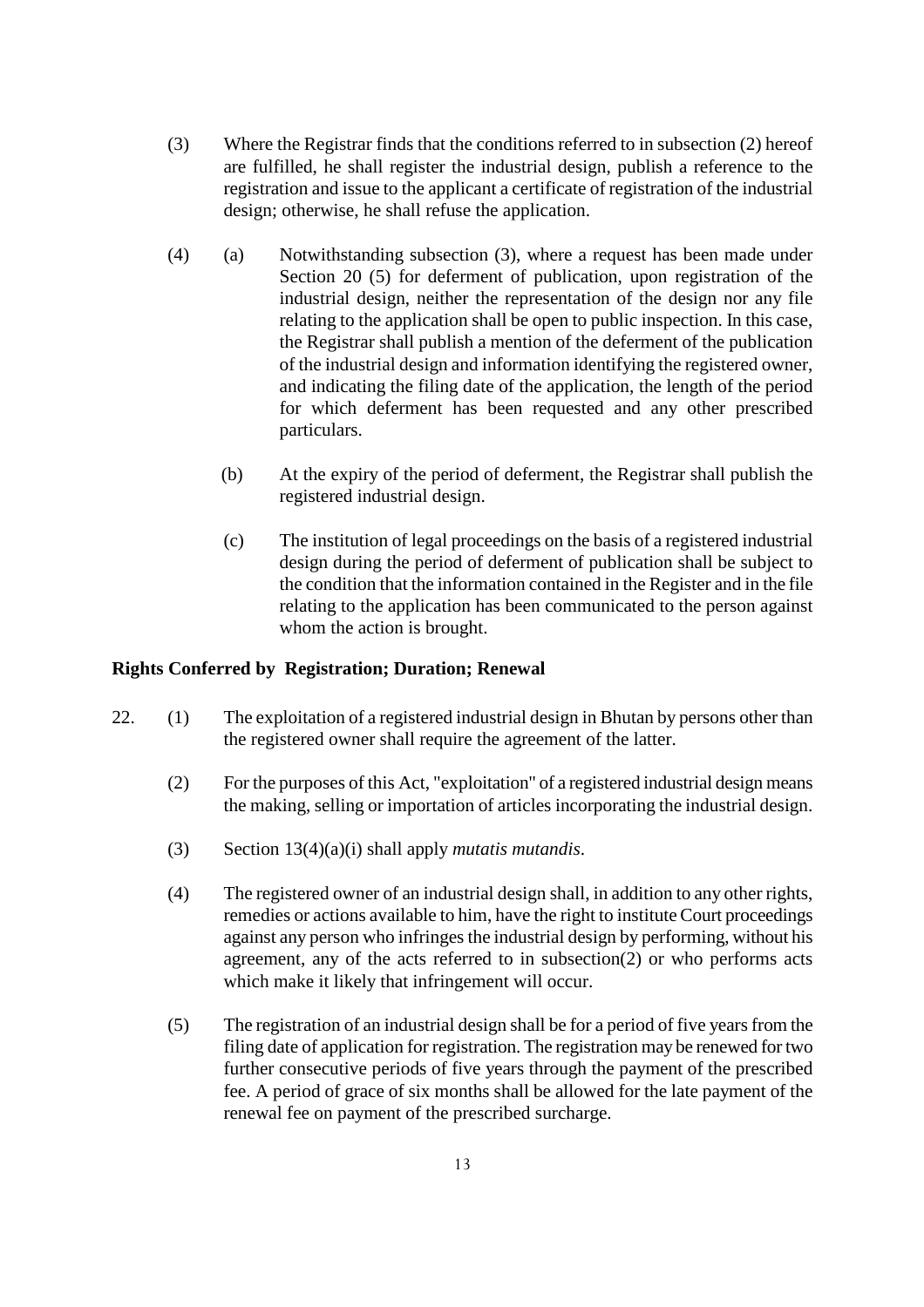(3) Where the Registrar finds that the conditions referred to in subsection (2) hereof are fulfilled, he shall register the industrial design, publish a reference to the registration and issue to the applicant a certificate of registration of the industrial design; otherwise, he shall refuse the application.

(4) (a) Notwithstanding subsection (3), where a request has been made under Section 20 (5) for deferment of publication, upon registration of the industrial design, neither the representation of the design nor any file relating to the application shall be open to public inspection. In this case, the Registrar shall publish a mention of the deferment of the publication of the industrial design and information identifying the registered owner, and indicating the filing date of the application, the length of the period for which deferment has been requested and any other prescribed particulars.

(b) At the expiry of the period of deferment, the Registrar shall publish the registered industrial design.

(c) The institution of legal proceedings on the basis of a registered industrial design during the period of deferment of publication shall be subject to the condition that the information contained in the Register and in the file relating to the application has been communicated to the person against whom the action is brought.

**Rights Conferred by Registration; Duration; Renewal**

22. (1) The exploitation of a registered industrial design in Bhutan by persons other than the registered owner shall require the agreement of the latter.

(2) For the purposes of this Act, "exploitation" of a registered industrial design means the making, selling or importation of articles incorporating the industrial design.

(3) Section 13(4)(a)(i) shall apply *mutatis mutandis*.

(4) The registered owner of an industrial design shall, in addition to any other rights, remedies or actions available to him, have the right to institute Court proceedings against any person who infringes the industrial design by performing, without his agreement, any of the acts referred to in subsection(2) or who performs acts which make it likely that infringement will occur.

(5) The registration of an industrial design shall be for a period of five years from the filing date of application for registration. The registration may be renewed for two further consecutive periods of five years through the payment of the prescribed fee. A period of grace of six months shall be allowed for the late payment of the renewal fee on payment of the prescribed surcharge.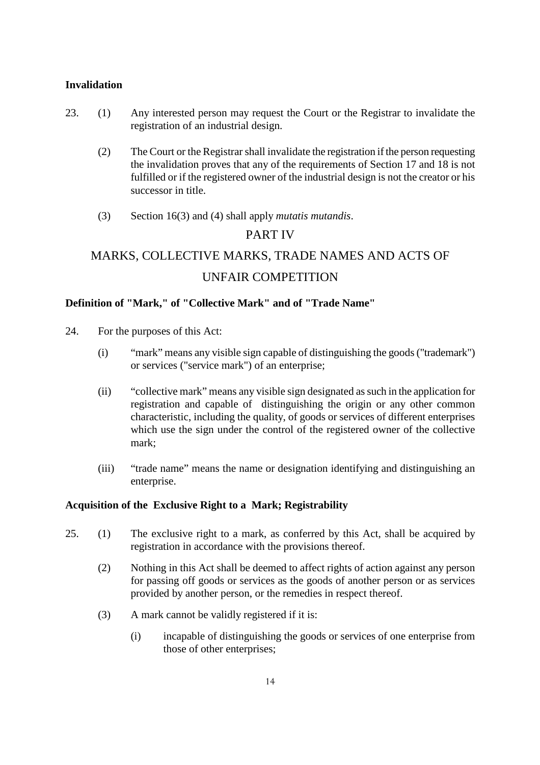**Invalidation**

23. (1) Any interested person may request the Court or the Registrar to invalidate the registration of an industrial design.

(2) The Court or the Registrar shall invalidate the registration if the person requesting the invalidation proves that any of the requirements of Section 17 and 18 is not fulfilled or if the registered owner of the industrial design is not the creator or his successor in title.

(3) Section 16(3) and (4) shall apply *mutatis mutandis*.

# PART IV

# MARKS, COLLECTIVE MARKS, TRADE NAMES AND ACTS OF UNFAIR COMPETITION

**Definition of "Mark," of "Collective Mark" and of "Trade Name"**

24. For the purposes of this Act:

(i) "mark" means any visible sign capable of distinguishing the goods ("trademark") or services ("service mark") of an enterprise;

(ii) "collective mark" means any visible sign designated as such in the application for registration and capable of distinguishing the origin or any other common characteristic, including the quality, of goods or services of different enterprises which use the sign under the control of the registered owner of the collective mark;

(iii) "trade name" means the name or designation identifying and distinguishing an enterprise.

**Acquisition of the Exclusive Right to a Mark; Registrability**

25. (1) The exclusive right to a mark, as conferred by this Act, shall be acquired by registration in accordance with the provisions thereof.

(2) Nothing in this Act shall be deemed to affect rights of action against any person for passing off goods or services as the goods of another person or as services provided by another person, or the remedies in respect thereof.

(3) A mark cannot be validly registered if it is:

(i) incapable of distinguishing the goods or services of one enterprise from those of other enterprises;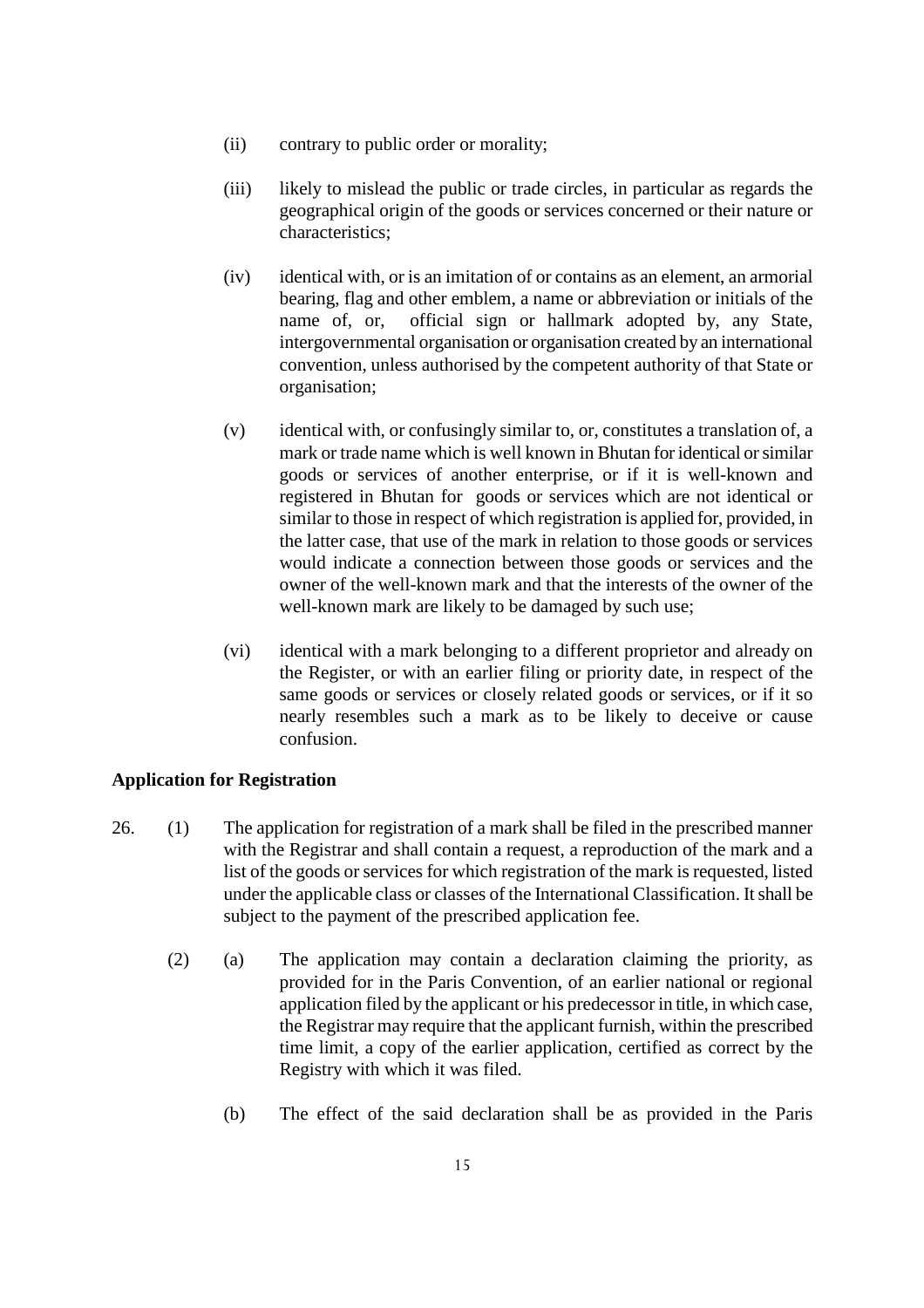(ii) contrary to public order or morality;

(iii) likely to mislead the public or trade circles, in particular as regards the geographical origin of the goods or services concerned or their nature or characteristics;

(iv) identical with, or is an imitation of or contains as an element, an armorial bearing, flag and other emblem, a name or abbreviation or initials of the name of, or, official sign or hallmark adopted by, any State, intergovernmental organisation or organisation created by an international convention, unless authorised by the competent authority of that State or organisation;

(v) identical with, or confusingly similar to, or, constitutes a translation of, a mark or trade name which is well known in Bhutan for identical or similar goods or services of another enterprise, or if it is well-known and registered in Bhutan for goods or services which are not identical or similar to those in respect of which registration is applied for, provided, in the latter case, that use of the mark in relation to those goods or services would indicate a connection between those goods or services and the owner of the well-known mark and that the interests of the owner of the well-known mark are likely to be damaged by such use;

(vi) identical with a mark belonging to a different proprietor and already on the Register, or with an earlier filing or priority date, in respect of the same goods or services or closely related goods or services, or if it so nearly resembles such a mark as to be likely to deceive or cause confusion.

**Application for Registration**

26. (1) The application for registration of a mark shall be filed in the prescribed manner with the Registrar and shall contain a request, a reproduction of the mark and a list of the goods or services for which registration of the mark is requested, listed under the applicable class or classes of the International Classification. It shall be subject to the payment of the prescribed application fee.

(2) (a) The application may contain a declaration claiming the priority, as provided for in the Paris Convention, of an earlier national or regional application filed by the applicant or his predecessor in title, in which case, the Registrar may require that the applicant furnish, within the prescribed time limit, a copy of the earlier application, certified as correct by the Registry with which it was filed.

(b) The effect of the said declaration shall be as provided in the Paris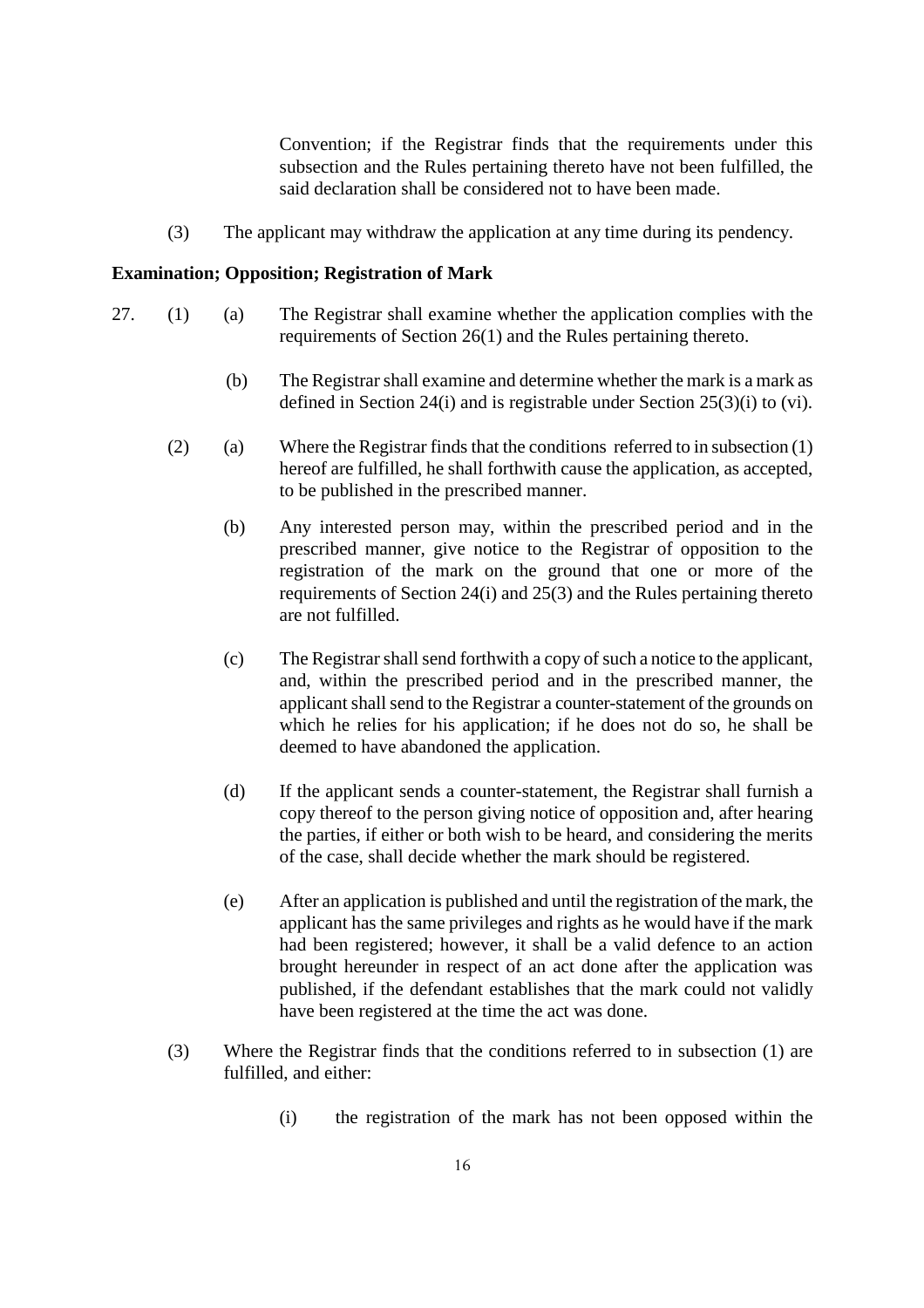Convention; if the Registrar finds that the requirements under this subsection and the Rules pertaining thereto have not been fulfilled, the said declaration shall be considered not to have been made.

(3) The applicant may withdraw the application at any time during its pendency.

**Examination; Opposition; Registration of Mark**

27. (1) (a) The Registrar shall examine whether the application complies with the requirements of Section 26(1) and the Rules pertaining thereto.

(b) The Registrar shall examine and determine whether the mark is a mark as defined in Section 24(i) and is registrable under Section 25(3)(i) to (vi).

(2) (a) Where the Registrar finds that the conditions referred to in subsection (1) hereof are fulfilled, he shall forthwith cause the application, as accepted, to be published in the prescribed manner.

(b) Any interested person may, within the prescribed period and in the prescribed manner, give notice to the Registrar of opposition to the registration of the mark on the ground that one or more of the requirements of Section 24(i) and 25(3) and the Rules pertaining thereto are not fulfilled.

(c) The Registrar shall send forthwith a copy of such a notice to the applicant, and, within the prescribed period and in the prescribed manner, the applicant shall send to the Registrar a counter-statement of the grounds on which he relies for his application; if he does not do so, he shall be deemed to have abandoned the application.

(d) If the applicant sends a counter-statement, the Registrar shall furnish a copy thereof to the person giving notice of opposition and, after hearing the parties, if either or both wish to be heard, and considering the merits of the case, shall decide whether the mark should be registered.

(e) After an application is published and until the registration of the mark, the applicant has the same privileges and rights as he would have if the mark had been registered; however, it shall be a valid defence to an action brought hereunder in respect of an act done after the application was published, if the defendant establishes that the mark could not validly have been registered at the time the act was done.

(3) Where the Registrar finds that the conditions referred to in subsection (1) are fulfilled, and either:

(i) the registration of the mark has not been opposed within the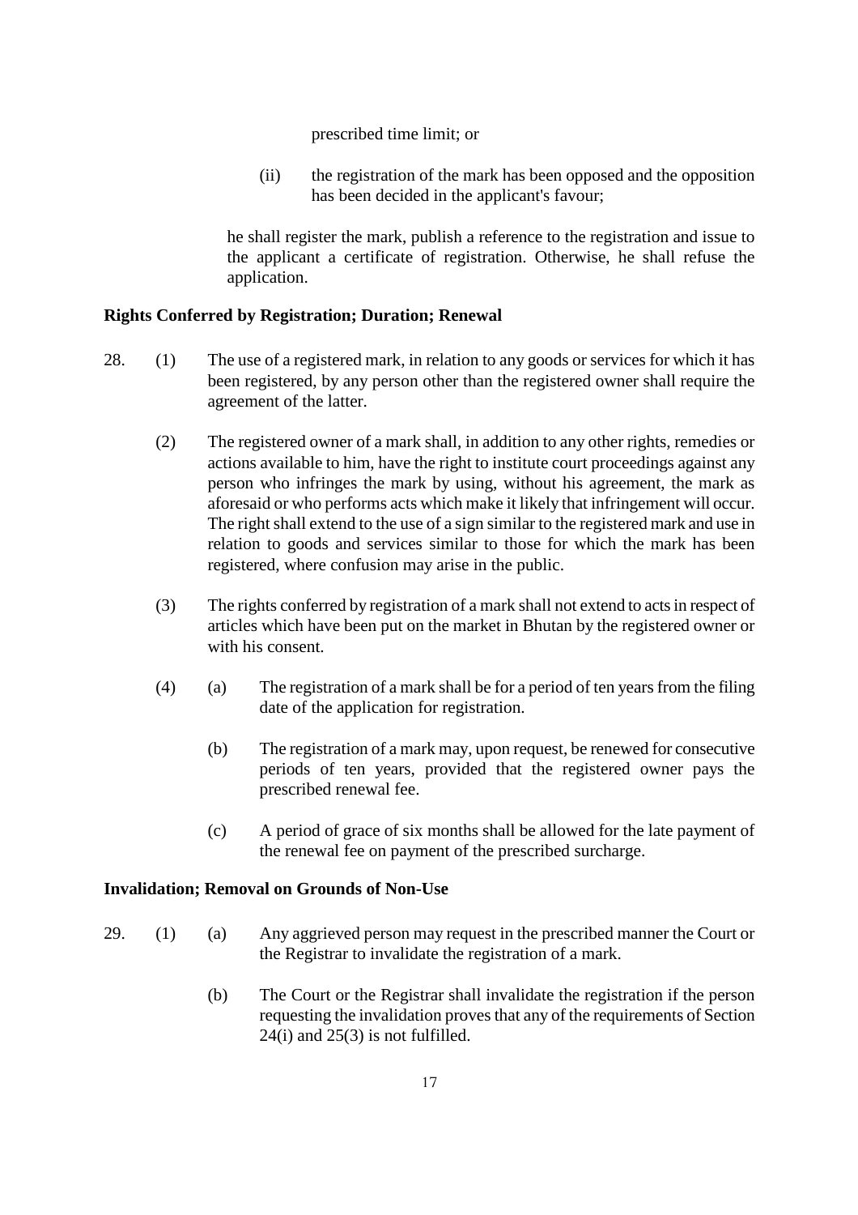prescribed time limit; or

(ii) the registration of the mark has been opposed and the opposition has been decided in the applicant's favour;

he shall register the mark, publish a reference to the registration and issue to the applicant a certificate of registration. Otherwise, he shall refuse the application.

**Rights Conferred by Registration; Duration; Renewal**

28. (1) The use of a registered mark, in relation to any goods or services for which it has been registered, by any person other than the registered owner shall require the agreement of the latter.

(2) The registered owner of a mark shall, in addition to any other rights, remedies or actions available to him, have the right to institute court proceedings against any person who infringes the mark by using, without his agreement, the mark as aforesaid or who performs acts which make it likely that infringement will occur. The right shall extend to the use of a sign similar to the registered mark and use in relation to goods and services similar to those for which the mark has been registered, where confusion may arise in the public.

(3) The rights conferred by registration of a mark shall not extend to acts in respect of articles which have been put on the market in Bhutan by the registered owner or with his consent.

(4) (a) The registration of a mark shall be for a period of ten years from the filing date of the application for registration.

(b) The registration of a mark may, upon request, be renewed for consecutive periods of ten years, provided that the registered owner pays the prescribed renewal fee.

(c) A period of grace of six months shall be allowed for the late payment of the renewal fee on payment of the prescribed surcharge.

**Invalidation; Removal on Grounds of Non-Use**

29. (1) (a) Any aggrieved person may request in the prescribed manner the Court or the Registrar to invalidate the registration of a mark.

(b) The Court or the Registrar shall invalidate the registration if the person requesting the invalidation proves that any of the requirements of Section 24(i) and 25(3) is not fulfilled.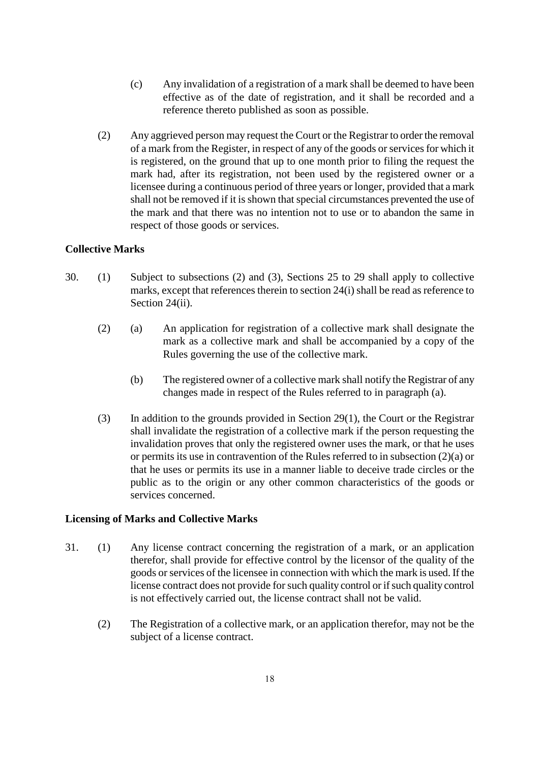(c) Any invalidation of a registration of a mark shall be deemed to have been effective as of the date of registration, and it shall be recorded and a reference thereto published as soon as possible.

(2) Any aggrieved person may request the Court or the Registrar to order the removal of a mark from the Register, in respect of any of the goods or services for which it is registered, on the ground that up to one month prior to filing the request the mark had, after its registration, not been used by the registered owner or a licensee during a continuous period of three years or longer, provided that a mark shall not be removed if it is shown that special circumstances prevented the use of the mark and that there was no intention not to use or to abandon the same in respect of those goods or services.

**Collective Marks**

30. (1) Subject to subsections (2) and (3), Sections 25 to 29 shall apply to collective marks, except that references therein to section 24(i) shall be read as reference to Section 24(ii).

(2) (a) An application for registration of a collective mark shall designate the mark as a collective mark and shall be accompanied by a copy of the Rules governing the use of the collective mark.

(b) The registered owner of a collective mark shall notify the Registrar of any changes made in respect of the Rules referred to in paragraph (a).

(3) In addition to the grounds provided in Section 29(1), the Court or the Registrar shall invalidate the registration of a collective mark if the person requesting the invalidation proves that only the registered owner uses the mark, or that he uses or permits its use in contravention of the Rules referred to in subsection (2)(a) or that he uses or permits its use in a manner liable to deceive trade circles or the public as to the origin or any other common characteristics of the goods or services concerned.

**Licensing of Marks and Collective Marks**

31. (1) Any license contract concerning the registration of a mark, or an application therefor, shall provide for effective control by the licensor of the quality of the goods or services of the licensee in connection with which the mark is used. If the license contract does not provide for such quality control or if such quality control is not effectively carried out, the license contract shall not be valid.

(2) The Registration of a collective mark, or an application therefor, may not be the subject of a license contract.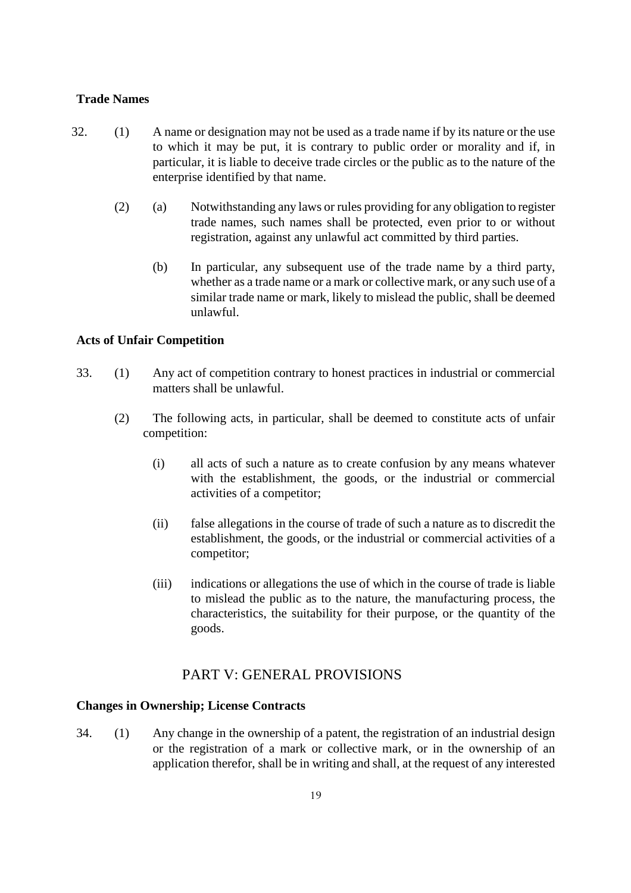**Trade Names**

32. (1) A name or designation may not be used as a trade name if by its nature or the use to which it may be put, it is contrary to public order or morality and if, in particular, it is liable to deceive trade circles or the public as to the nature of the enterprise identified by that name.

(2) (a) Notwithstanding any laws or rules providing for any obligation to register trade names, such names shall be protected, even prior to or without registration, against any unlawful act committed by third parties.

(b) In particular, any subsequent use of the trade name by a third party, whether as a trade name or a mark or collective mark, or any such use of a similar trade name or mark, likely to mislead the public, shall be deemed unlawful.

**Acts of Unfair Competition**

33. (1) Any act of competition contrary to honest practices in industrial or commercial matters shall be unlawful.

(2) The following acts, in particular, shall be deemed to constitute acts of unfair competition:

(i) all acts of such a nature as to create confusion by any means whatever with the establishment, the goods, or the industrial or commercial activities of a competitor;

(ii) false allegations in the course of trade of such a nature as to discredit the establishment, the goods, or the industrial or commercial activities of a competitor;

(iii) indications or allegations the use of which in the course of trade is liable to mislead the public as to the nature, the manufacturing process, the characteristics, the suitability for their purpose, or the quantity of the goods.

## PART V: GENERAL PROVISIONS

**Changes in Ownership; License Contracts**

34. (1) Any change in the ownership of a patent, the registration of an industrial design or the registration of a mark or collective mark, or in the ownership of an application therefor, shall be in writing and shall, at the request of any interested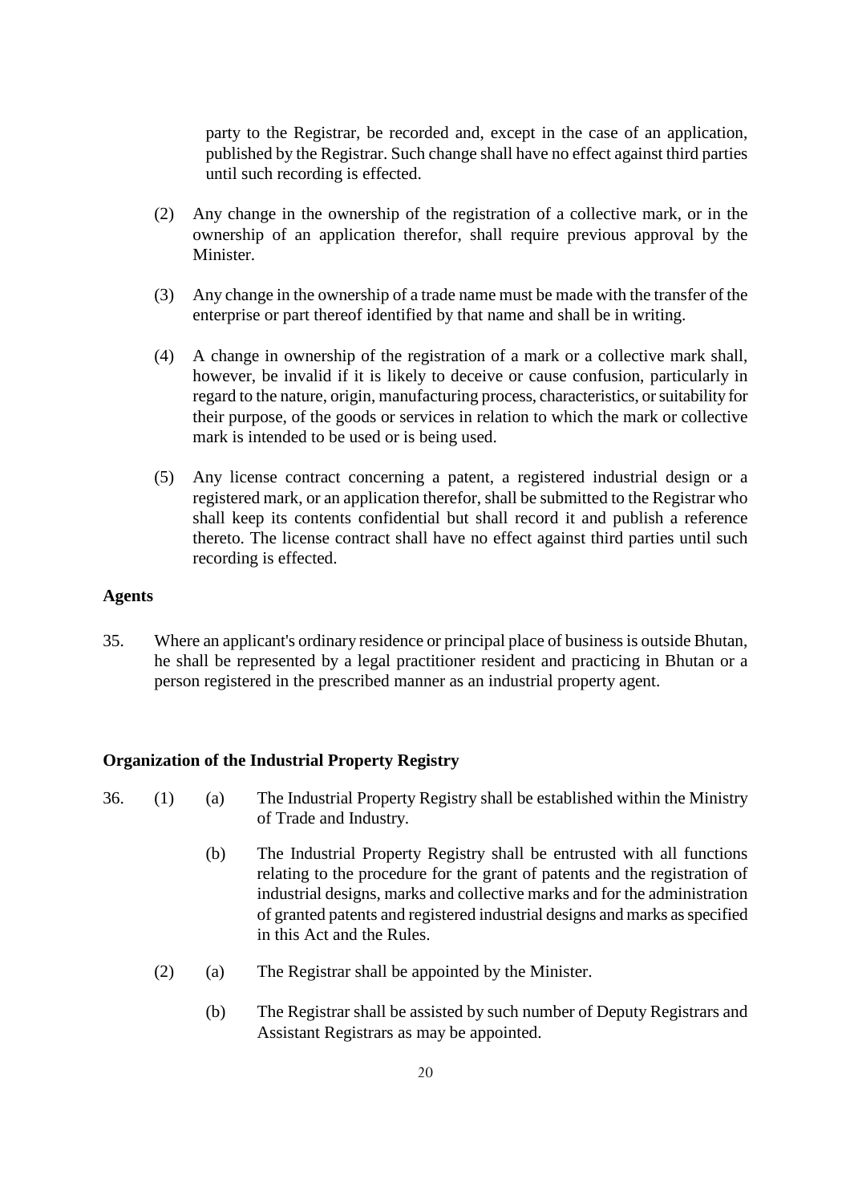party to the Registrar, be recorded and, except in the case of an application, published by the Registrar. Such change shall have no effect against third parties until such recording is effected.

(2) Any change in the ownership of the registration of a collective mark, or in the ownership of an application therefor, shall require previous approval by the Minister.

(3) Any change in the ownership of a trade name must be made with the transfer of the enterprise or part thereof identified by that name and shall be in writing.

(4) A change in ownership of the registration of a mark or a collective mark shall, however, be invalid if it is likely to deceive or cause confusion, particularly in regard to the nature, origin, manufacturing process, characteristics, or suitability for their purpose, of the goods or services in relation to which the mark or collective mark is intended to be used or is being used.

(5) Any license contract concerning a patent, a registered industrial design or a registered mark, or an application therefor, shall be submitted to the Registrar who shall keep its contents confidential but shall record it and publish a reference thereto. The license contract shall have no effect against third parties until such recording is effected.

**Agents**

35. Where an applicant's ordinary residence or principal place of business is outside Bhutan, he shall be represented by a legal practitioner resident and practicing in Bhutan or a person registered in the prescribed manner as an industrial property agent.

**Organization of the Industrial Property Registry**

36. (1) (a) The Industrial Property Registry shall be established within the Ministry of Trade and Industry.

(b) The Industrial Property Registry shall be entrusted with all functions relating to the procedure for the grant of patents and the registration of industrial designs, marks and collective marks and for the administration of granted patents and registered industrial designs and marks as specified in this Act and the Rules.

(2) (a) The Registrar shall be appointed by the Minister.

(b) The Registrar shall be assisted by such number of Deputy Registrars and Assistant Registrars as may be appointed.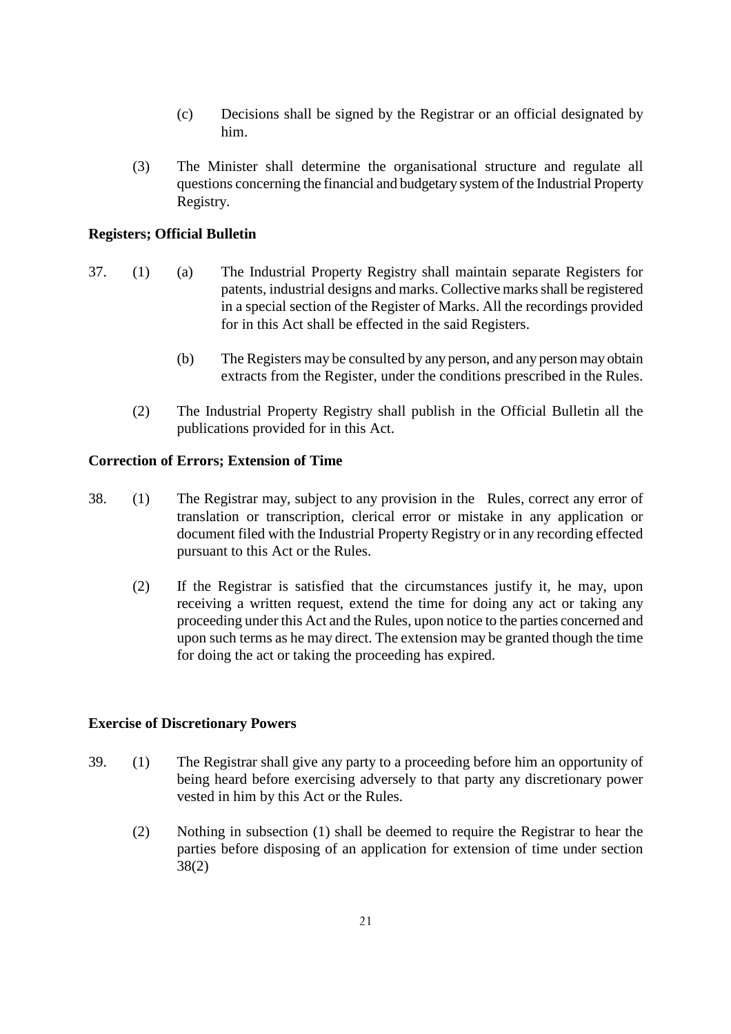(c) Decisions shall be signed by the Registrar or an official designated by him.

(3) The Minister shall determine the organisational structure and regulate all questions concerning the financial and budgetary system of the Industrial Property Registry.

**Registers; Official Bulletin**

37. (1) (a) The Industrial Property Registry shall maintain separate Registers for patents, industrial designs and marks. Collective marks shall be registered in a special section of the Register of Marks. All the recordings provided for in this Act shall be effected in the said Registers.

(b) The Registers may be consulted by any person, and any person may obtain extracts from the Register, under the conditions prescribed in the Rules.

(2) The Industrial Property Registry shall publish in the Official Bulletin all the publications provided for in this Act.

**Correction of Errors; Extension of Time**

38. (1) The Registrar may, subject to any provision in the Rules, correct any error of translation or transcription, clerical error or mistake in any application or document filed with the Industrial Property Registry or in any recording effected pursuant to this Act or the Rules.

(2) If the Registrar is satisfied that the circumstances justify it, he may, upon receiving a written request, extend the time for doing any act or taking any proceeding under this Act and the Rules, upon notice to the parties concerned and upon such terms as he may direct. The extension may be granted though the time for doing the act or taking the proceeding has expired.

**Exercise of Discretionary Powers**

39. (1) The Registrar shall give any party to a proceeding before him an opportunity of being heard before exercising adversely to that party any discretionary power vested in him by this Act or the Rules.

(2) Nothing in subsection (1) shall be deemed to require the Registrar to hear the parties before disposing of an application for extension of time under section 38(2)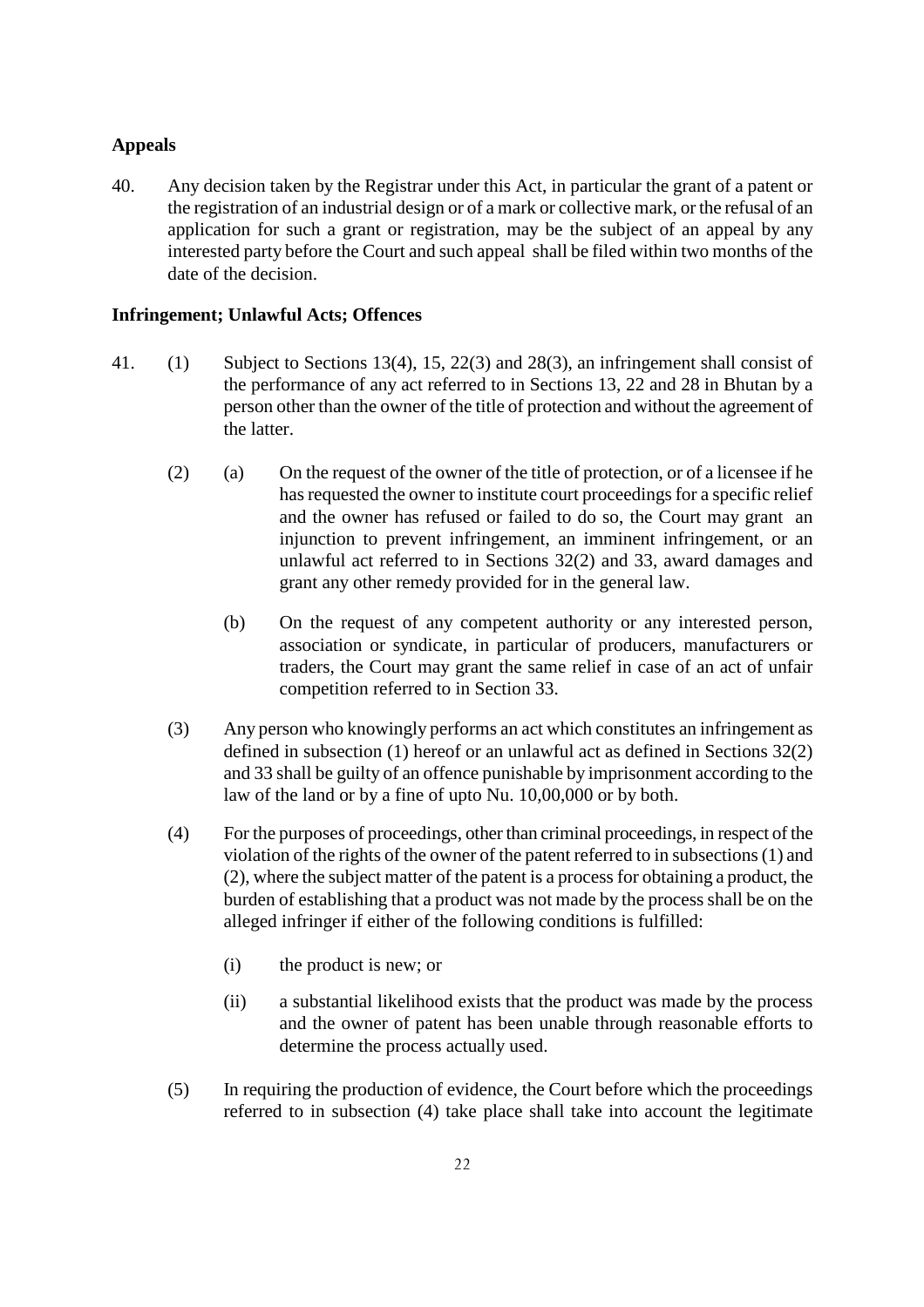**Appeals**

40. Any decision taken by the Registrar under this Act, in particular the grant of a patent or the registration of an industrial design or of a mark or collective mark, or the refusal of an application for such a grant or registration, may be the subject of an appeal by any interested party before the Court and such appeal shall be filed within two months of the date of the decision.

**Infringement; Unlawful Acts; Offences**

41. (1) Subject to Sections 13(4), 15, 22(3) and 28(3), an infringement shall consist of the performance of any act referred to in Sections 13, 22 and 28 in Bhutan by a person other than the owner of the title of protection and without the agreement of the latter.

(2) (a) On the request of the owner of the title of protection, or of a licensee if he has requested the owner to institute court proceedings for a specific relief and the owner has refused or failed to do so, the Court may grant an injunction to prevent infringement, an imminent infringement, or an unlawful act referred to in Sections 32(2) and 33, award damages and grant any other remedy provided for in the general law.

(b) On the request of any competent authority or any interested person, association or syndicate, in particular of producers, manufacturers or traders, the Court may grant the same relief in case of an act of unfair competition referred to in Section 33.

(3) Any person who knowingly performs an act which constitutes an infringement as defined in subsection (1) hereof or an unlawful act as defined in Sections 32(2) and 33 shall be guilty of an offence punishable by imprisonment according to the law of the land or by a fine of upto Nu. 10,00,000 or by both.

(4) For the purposes of proceedings, other than criminal proceedings, in respect of the violation of the rights of the owner of the patent referred to in subsections (1) and (2), where the subject matter of the patent is a process for obtaining a product, the burden of establishing that a product was not made by the process shall be on the alleged infringer if either of the following conditions is fulfilled:

(i) the product is new; or

(ii) a substantial likelihood exists that the product was made by the process and the owner of patent has been unable through reasonable efforts to determine the process actually used.

(5) In requiring the production of evidence, the Court before which the proceedings referred to in subsection (4) take place shall take into account the legitimate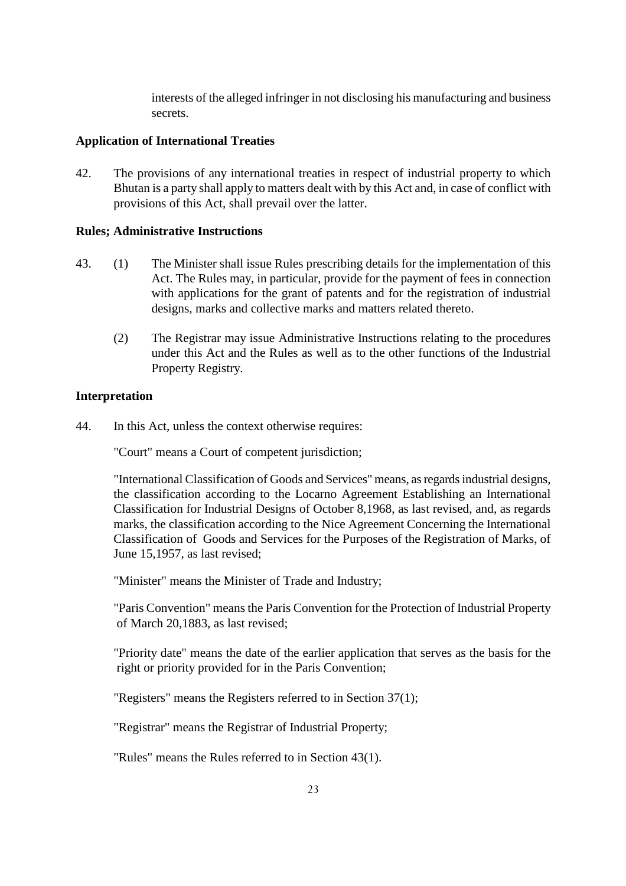interests of the alleged infringer in not disclosing his manufacturing and business secrets.

**Application of International Treaties**

42. The provisions of any international treaties in respect of industrial property to which Bhutan is a party shall apply to matters dealt with by this Act and, in case of conflict with provisions of this Act, shall prevail over the latter.

**Rules; Administrative Instructions**

43. (1) The Minister shall issue Rules prescribing details for the implementation of this Act. The Rules may, in particular, provide for the payment of fees in connection with applications for the grant of patents and for the registration of industrial designs, marks and collective marks and matters related thereto.

(2) The Registrar may issue Administrative Instructions relating to the procedures under this Act and the Rules as well as to the other functions of the Industrial Property Registry.

**Interpretation**

44. In this Act, unless the context otherwise requires:

"Court" means a Court of competent jurisdiction;

"International Classification of Goods and Services" means, as regards industrial designs, the classification according to the Locarno Agreement Establishing an International Classification for Industrial Designs of October 8,1968, as last revised, and, as regards marks, the classification according to the Nice Agreement Concerning the International Classification of Goods and Services for the Purposes of the Registration of Marks, of June 15,1957, as last revised;

"Minister" means the Minister of Trade and Industry;

"Paris Convention" means the Paris Convention for the Protection of Industrial Property of March 20,1883, as last revised;

"Priority date" means the date of the earlier application that serves as the basis for the right or priority provided for in the Paris Convention;

"Registers" means the Registers referred to in Section 37(1);

"Registrar" means the Registrar of Industrial Property;

"Rules" means the Rules referred to in Section 43(1).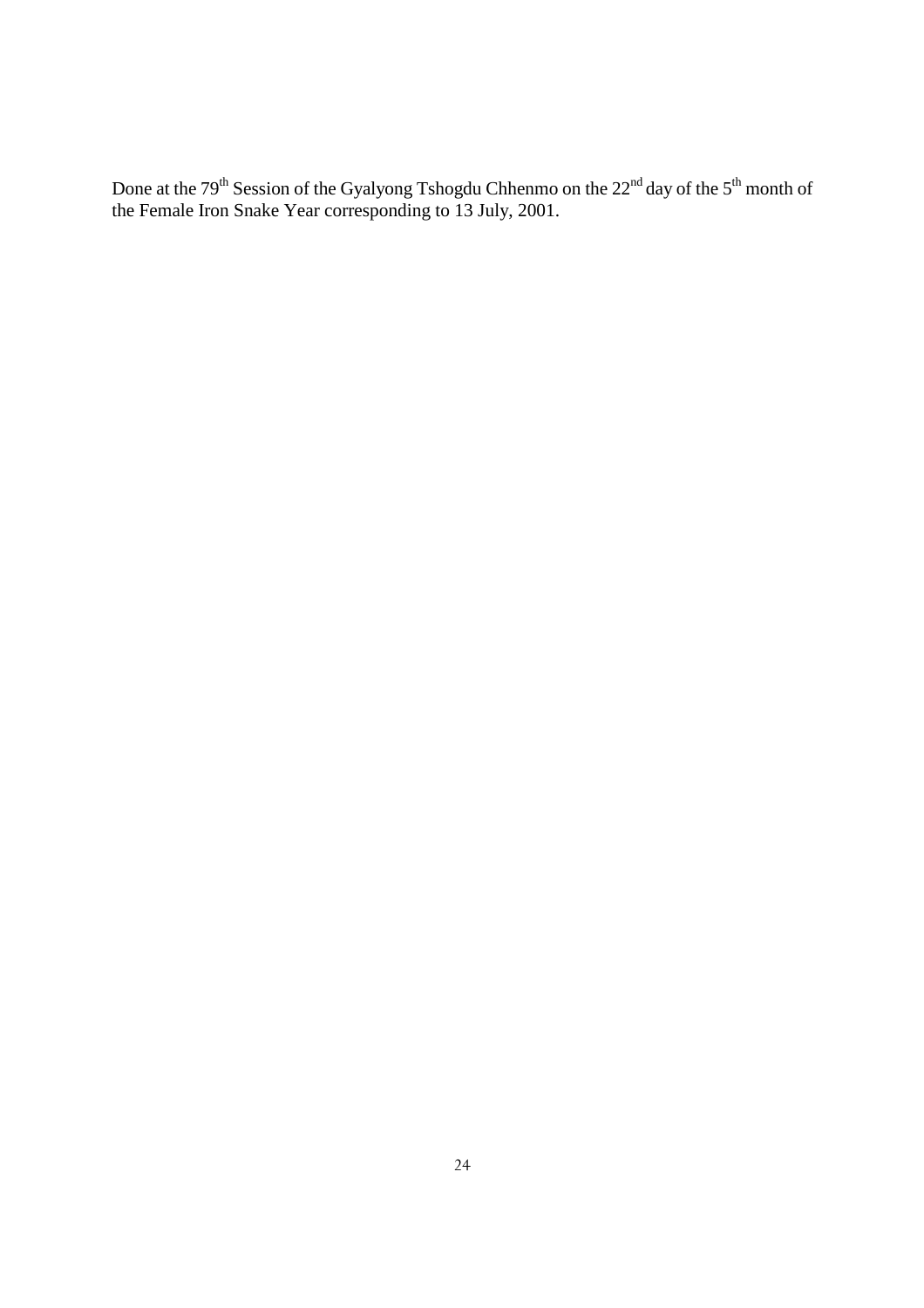Done at the 79th Session of the Gyalyong Tshogdu Chhenmo on the 22nd day of the 5th month of the Female Iron Snake Year corresponding to 13 July, 2001.